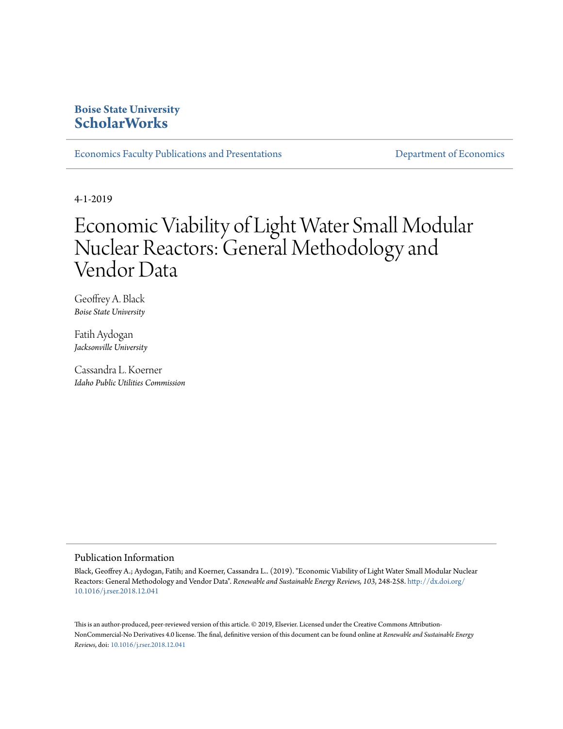**Boise State University**
**ScholarWorks**

Economics Faculty Publications and Presentations | Department of Economics

4-1-2019

# Economic Viability of Light Water Small Modular Nuclear Reactors: General Methodology and Vendor Data

Geoffrey A. Black
*Boise State University*

Fatih Aydogan
*Jacksonville University*

Cassandra L. Koerner
*Idaho Public Utilities Commission*

## Publication Information

Black, Geoffrey A.; Aydogan, Fatih; and Koerner, Cassandra L.. (2019). "Economic Viability of Light Water Small Modular Nuclear Reactors: General Methodology and Vendor Data". *Renewable and Sustainable Energy Reviews, 103*, 248-258. http://dx.doi.org/10.1016/j.rser.2018.12.041

This is an author-produced, peer-reviewed version of this article. © 2019, Elsevier. Licensed under the Creative Commons Attribution-NonCommercial-No Derivatives 4.0 license. The final, definitive version of this document can be found online at *Renewable and Sustainable Energy Reviews*, doi: 10.1016/j.rser.2018.12.041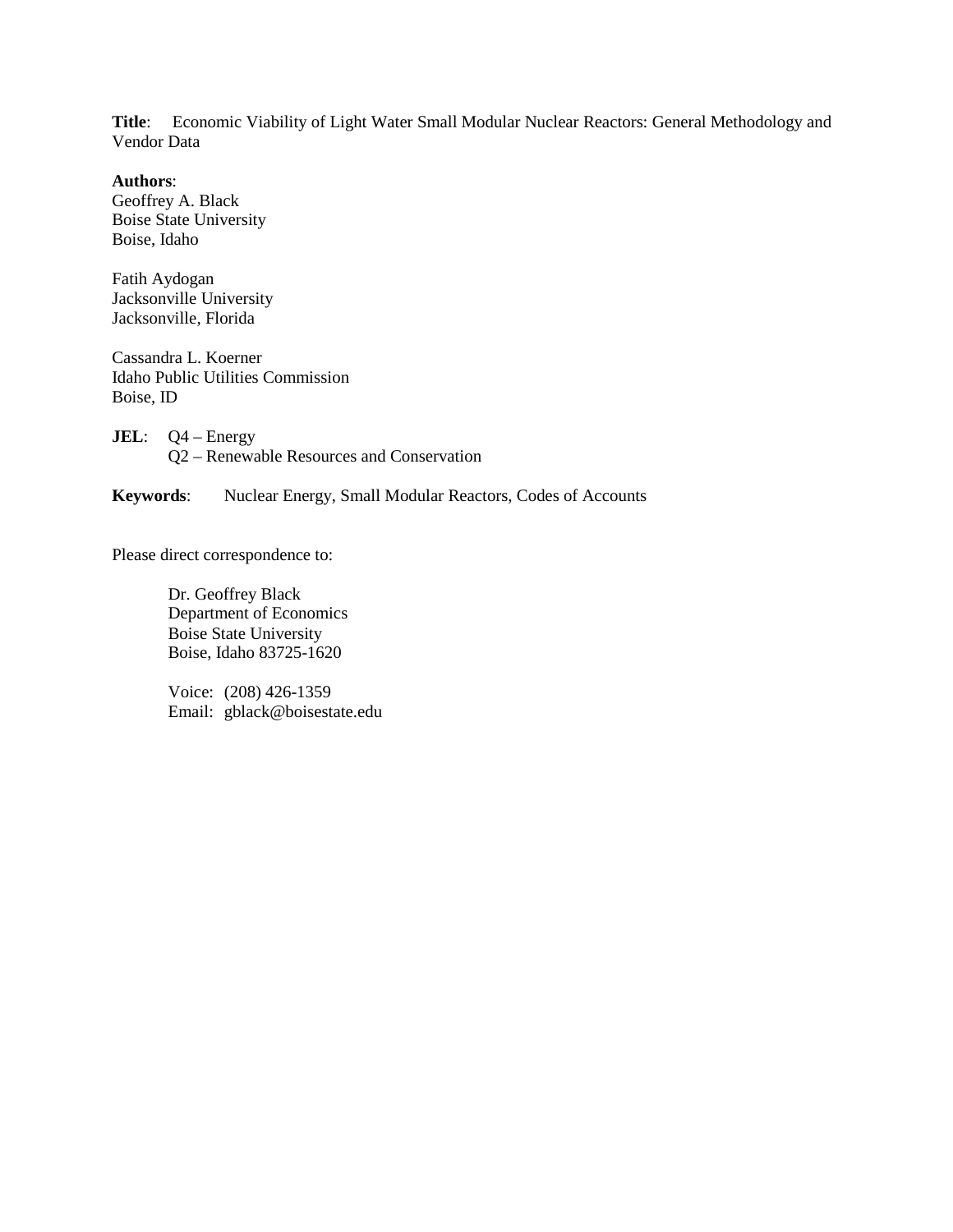**Title**: Economic Viability of Light Water Small Modular Nuclear Reactors: General Methodology and Vendor Data

**Authors**:

Geoffrey A. Black
Boise State University
Boise, Idaho

Fatih Aydogan
Jacksonville University
Jacksonville, Florida

Cassandra L. Koerner
Idaho Public Utilities Commission
Boise, ID

**JEL**: Q4 – Energy
Q2 – Renewable Resources and Conservation

**Keywords**: Nuclear Energy, Small Modular Reactors, Codes of Accounts

Please direct correspondence to:

Dr. Geoffrey Black
Department of Economics
Boise State University
Boise, Idaho 83725-1620

Voice: (208) 426-1359
Email: gblack@boisestate.edu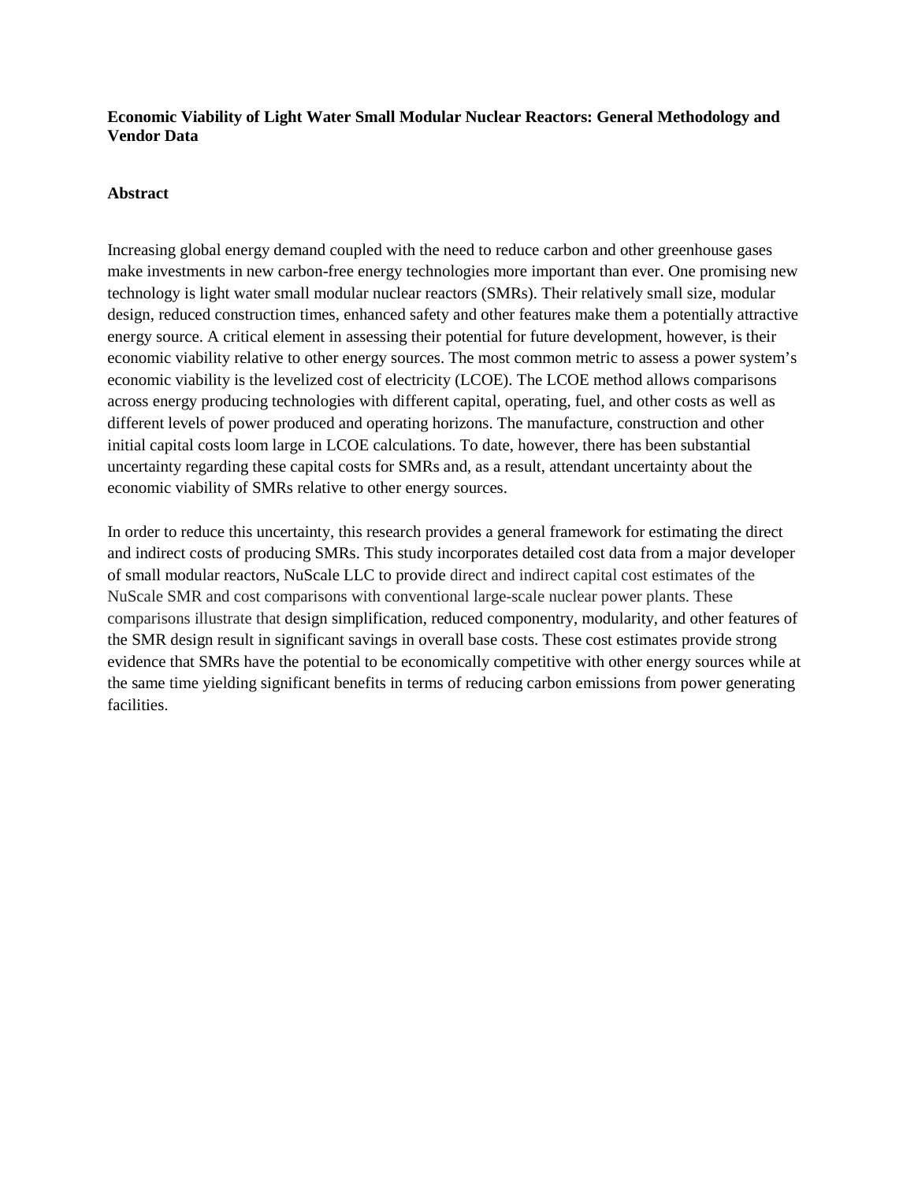**Economic Viability of Light Water Small Modular Nuclear Reactors: General Methodology and Vendor Data**

## Abstract

Increasing global energy demand coupled with the need to reduce carbon and other greenhouse gases make investments in new carbon-free energy technologies more important than ever. One promising new technology is light water small modular nuclear reactors (SMRs). Their relatively small size, modular design, reduced construction times, enhanced safety and other features make them a potentially attractive energy source. A critical element in assessing their potential for future development, however, is their economic viability relative to other energy sources. The most common metric to assess a power system's economic viability is the levelized cost of electricity (LCOE). The LCOE method allows comparisons across energy producing technologies with different capital, operating, fuel, and other costs as well as different levels of power produced and operating horizons. The manufacture, construction and other initial capital costs loom large in LCOE calculations. To date, however, there has been substantial uncertainty regarding these capital costs for SMRs and, as a result, attendant uncertainty about the economic viability of SMRs relative to other energy sources.

In order to reduce this uncertainty, this research provides a general framework for estimating the direct and indirect costs of producing SMRs. This study incorporates detailed cost data from a major developer of small modular reactors, NuScale LLC to provide direct and indirect capital cost estimates of the NuScale SMR and cost comparisons with conventional large-scale nuclear power plants. These comparisons illustrate that design simplification, reduced componentry, modularity, and other features of the SMR design result in significant savings in overall base costs. These cost estimates provide strong evidence that SMRs have the potential to be economically competitive with other energy sources while at the same time yielding significant benefits in terms of reducing carbon emissions from power generating facilities.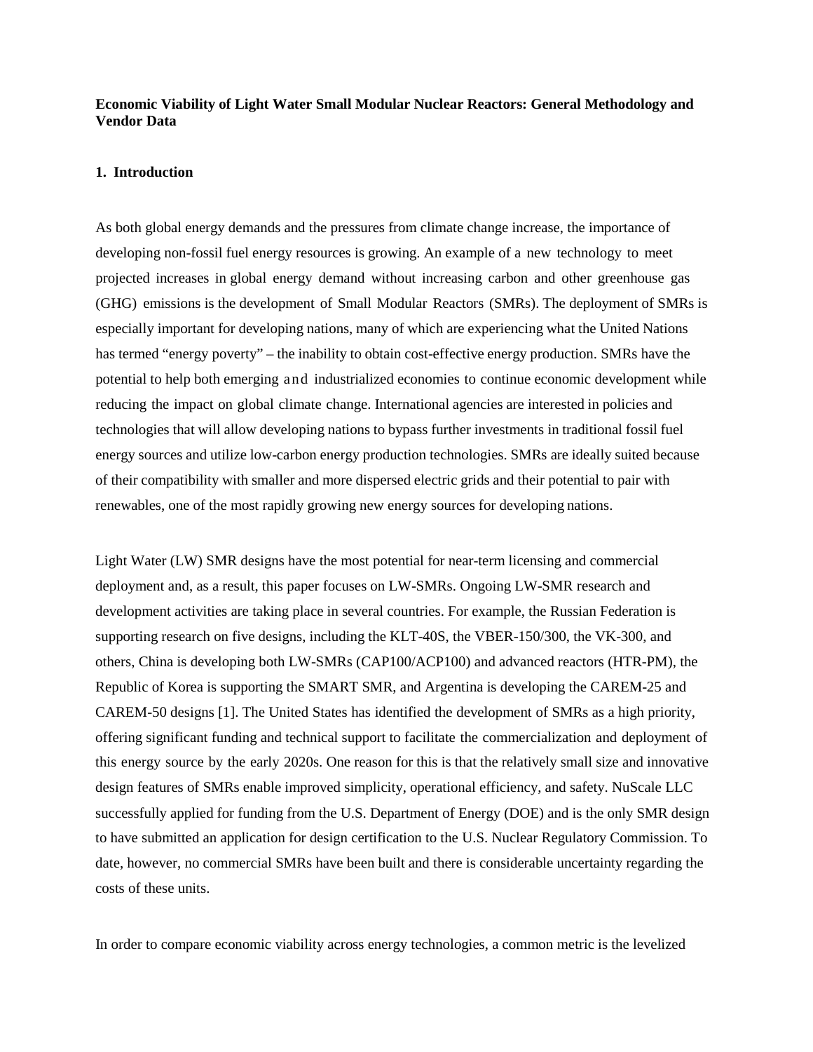**Economic Viability of Light Water Small Modular Nuclear Reactors: General Methodology and Vendor Data**

## 1. Introduction

As both global energy demands and the pressures from climate change increase, the importance of developing non-fossil fuel energy resources is growing. An example of a new technology to meet projected increases in global energy demand without increasing carbon and other greenhouse gas (GHG) emissions is the development of Small Modular Reactors (SMRs). The deployment of SMRs is especially important for developing nations, many of which are experiencing what the United Nations has termed "energy poverty" – the inability to obtain cost-effective energy production. SMRs have the potential to help both emerging and industrialized economies to continue economic development while reducing the impact on global climate change. International agencies are interested in policies and technologies that will allow developing nations to bypass further investments in traditional fossil fuel energy sources and utilize low-carbon energy production technologies. SMRs are ideally suited because of their compatibility with smaller and more dispersed electric grids and their potential to pair with renewables, one of the most rapidly growing new energy sources for developing nations.

Light Water (LW) SMR designs have the most potential for near-term licensing and commercial deployment and, as a result, this paper focuses on LW-SMRs. Ongoing LW-SMR research and development activities are taking place in several countries. For example, the Russian Federation is supporting research on five designs, including the KLT-40S, the VBER-150/300, the VK-300, and others, China is developing both LW-SMRs (CAP100/ACP100) and advanced reactors (HTR-PM), the Republic of Korea is supporting the SMART SMR, and Argentina is developing the CAREM-25 and CAREM-50 designs [1]. The United States has identified the development of SMRs as a high priority, offering significant funding and technical support to facilitate the commercialization and deployment of this energy source by the early 2020s. One reason for this is that the relatively small size and innovative design features of SMRs enable improved simplicity, operational efficiency, and safety. NuScale LLC successfully applied for funding from the U.S. Department of Energy (DOE) and is the only SMR design to have submitted an application for design certification to the U.S. Nuclear Regulatory Commission. To date, however, no commercial SMRs have been built and there is considerable uncertainty regarding the costs of these units.

In order to compare economic viability across energy technologies, a common metric is the levelized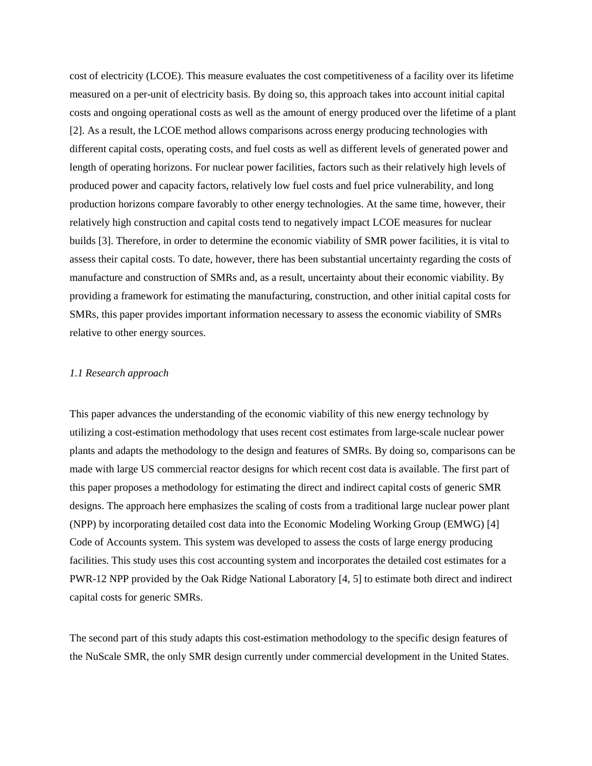cost of electricity (LCOE). This measure evaluates the cost competitiveness of a facility over its lifetime measured on a per-unit of electricity basis. By doing so, this approach takes into account initial capital costs and ongoing operational costs as well as the amount of energy produced over the lifetime of a plant [2]. As a result, the LCOE method allows comparisons across energy producing technologies with different capital costs, operating costs, and fuel costs as well as different levels of generated power and length of operating horizons. For nuclear power facilities, factors such as their relatively high levels of produced power and capacity factors, relatively low fuel costs and fuel price vulnerability, and long production horizons compare favorably to other energy technologies. At the same time, however, their relatively high construction and capital costs tend to negatively impact LCOE measures for nuclear builds [3]. Therefore, in order to determine the economic viability of SMR power facilities, it is vital to assess their capital costs. To date, however, there has been substantial uncertainty regarding the costs of manufacture and construction of SMRs and, as a result, uncertainty about their economic viability. By providing a framework for estimating the manufacturing, construction, and other initial capital costs for SMRs, this paper provides important information necessary to assess the economic viability of SMRs relative to other energy sources.

### *1.1 Research approach*

This paper advances the understanding of the economic viability of this new energy technology by utilizing a cost-estimation methodology that uses recent cost estimates from large-scale nuclear power plants and adapts the methodology to the design and features of SMRs. By doing so, comparisons can be made with large US commercial reactor designs for which recent cost data is available. The first part of this paper proposes a methodology for estimating the direct and indirect capital costs of generic SMR designs. The approach here emphasizes the scaling of costs from a traditional large nuclear power plant (NPP) by incorporating detailed cost data into the Economic Modeling Working Group (EMWG) [4] Code of Accounts system. This system was developed to assess the costs of large energy producing facilities. This study uses this cost accounting system and incorporates the detailed cost estimates for a PWR-12 NPP provided by the Oak Ridge National Laboratory [4, 5] to estimate both direct and indirect capital costs for generic SMRs.

The second part of this study adapts this cost-estimation methodology to the specific design features of the NuScale SMR, the only SMR design currently under commercial development in the United States.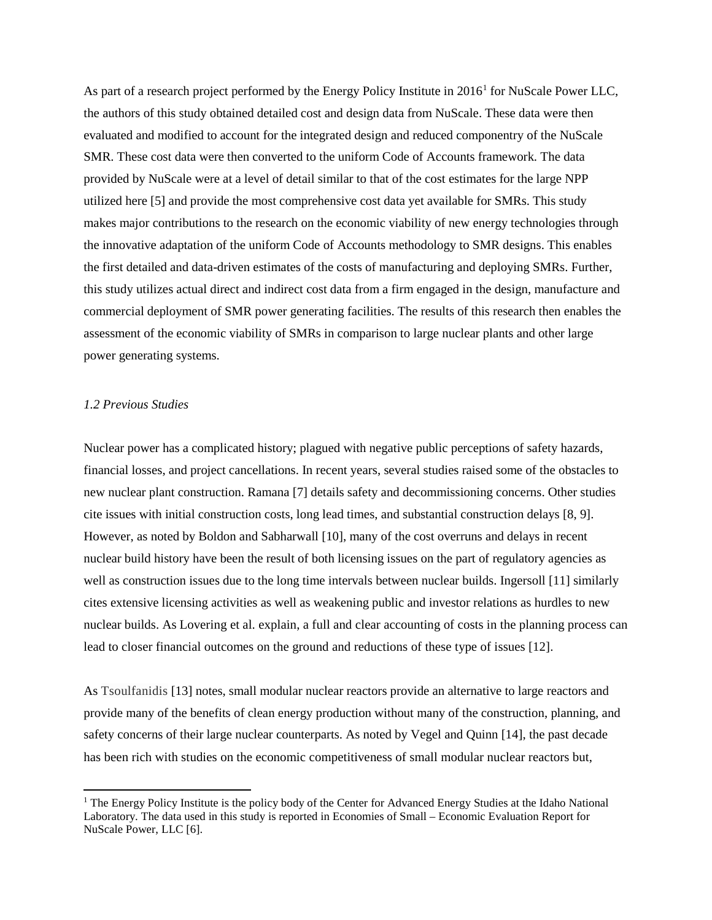As part of a research project performed by the Energy Policy Institute in 2016[1] for NuScale Power LLC, the authors of this study obtained detailed cost and design data from NuScale. These data were then evaluated and modified to account for the integrated design and reduced componentry of the NuScale SMR. These cost data were then converted to the uniform Code of Accounts framework. The data provided by NuScale were at a level of detail similar to that of the cost estimates for the large NPP utilized here [5] and provide the most comprehensive cost data yet available for SMRs. This study makes major contributions to the research on the economic viability of new energy technologies through the innovative adaptation of the uniform Code of Accounts methodology to SMR designs. This enables the first detailed and data-driven estimates of the costs of manufacturing and deploying SMRs. Further, this study utilizes actual direct and indirect cost data from a firm engaged in the design, manufacture and commercial deployment of SMR power generating facilities. The results of this research then enables the assessment of the economic viability of SMRs in comparison to large nuclear plants and other large power generating systems.

### *1.2 Previous Studies*

Nuclear power has a complicated history; plagued with negative public perceptions of safety hazards, financial losses, and project cancellations. In recent years, several studies raised some of the obstacles to new nuclear plant construction. Ramana [7] details safety and decommissioning concerns. Other studies cite issues with initial construction costs, long lead times, and substantial construction delays [8, 9]. However, as noted by Boldon and Sabharwall [10], many of the cost overruns and delays in recent nuclear build history have been the result of both licensing issues on the part of regulatory agencies as well as construction issues due to the long time intervals between nuclear builds. Ingersoll [11] similarly cites extensive licensing activities as well as weakening public and investor relations as hurdles to new nuclear builds. As Lovering et al. explain, a full and clear accounting of costs in the planning process can lead to closer financial outcomes on the ground and reductions of these type of issues [12].

As Tsoulfanidis [13] notes, small modular nuclear reactors provide an alternative to large reactors and provide many of the benefits of clean energy production without many of the construction, planning, and safety concerns of their large nuclear counterparts. As noted by Vegel and Quinn [14], the past decade has been rich with studies on the economic competitiveness of small modular nuclear reactors but,

[1] The Energy Policy Institute is the policy body of the Center for Advanced Energy Studies at the Idaho National Laboratory. The data used in this study is reported in Economies of Small – Economic Evaluation Report for NuScale Power, LLC [6].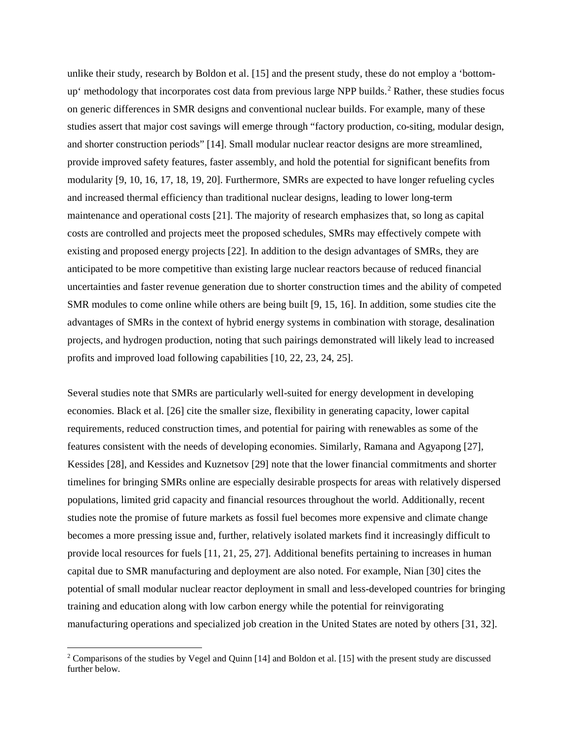unlike their study, research by Boldon et al. [15] and the present study, these do not employ a 'bottom-up' methodology that incorporates cost data from previous large NPP builds.[2] Rather, these studies focus on generic differences in SMR designs and conventional nuclear builds. For example, many of these studies assert that major cost savings will emerge through "factory production, co-siting, modular design, and shorter construction periods" [14]. Small modular nuclear reactor designs are more streamlined, provide improved safety features, faster assembly, and hold the potential for significant benefits from modularity [9, 10, 16, 17, 18, 19, 20]. Furthermore, SMRs are expected to have longer refueling cycles and increased thermal efficiency than traditional nuclear designs, leading to lower long-term maintenance and operational costs [21]. The majority of research emphasizes that, so long as capital costs are controlled and projects meet the proposed schedules, SMRs may effectively compete with existing and proposed energy projects [22]. In addition to the design advantages of SMRs, they are anticipated to be more competitive than existing large nuclear reactors because of reduced financial uncertainties and faster revenue generation due to shorter construction times and the ability of competed SMR modules to come online while others are being built [9, 15, 16]. In addition, some studies cite the advantages of SMRs in the context of hybrid energy systems in combination with storage, desalination projects, and hydrogen production, noting that such pairings demonstrated will likely lead to increased profits and improved load following capabilities [10, 22, 23, 24, 25].

Several studies note that SMRs are particularly well-suited for energy development in developing economies. Black et al. [26] cite the smaller size, flexibility in generating capacity, lower capital requirements, reduced construction times, and potential for pairing with renewables as some of the features consistent with the needs of developing economies. Similarly, Ramana and Agyapong [27], Kessides [28], and Kessides and Kuznetsov [29] note that the lower financial commitments and shorter timelines for bringing SMRs online are especially desirable prospects for areas with relatively dispersed populations, limited grid capacity and financial resources throughout the world. Additionally, recent studies note the promise of future markets as fossil fuel becomes more expensive and climate change becomes a more pressing issue and, further, relatively isolated markets find it increasingly difficult to provide local resources for fuels [11, 21, 25, 27]. Additional benefits pertaining to increases in human capital due to SMR manufacturing and deployment are also noted. For example, Nian [30] cites the potential of small modular nuclear reactor deployment in small and less-developed countries for bringing training and education along with low carbon energy while the potential for reinvigorating manufacturing operations and specialized job creation in the United States are noted by others [31, 32].

[2] Comparisons of the studies by Vegel and Quinn [14] and Boldon et al. [15] with the present study are discussed further below.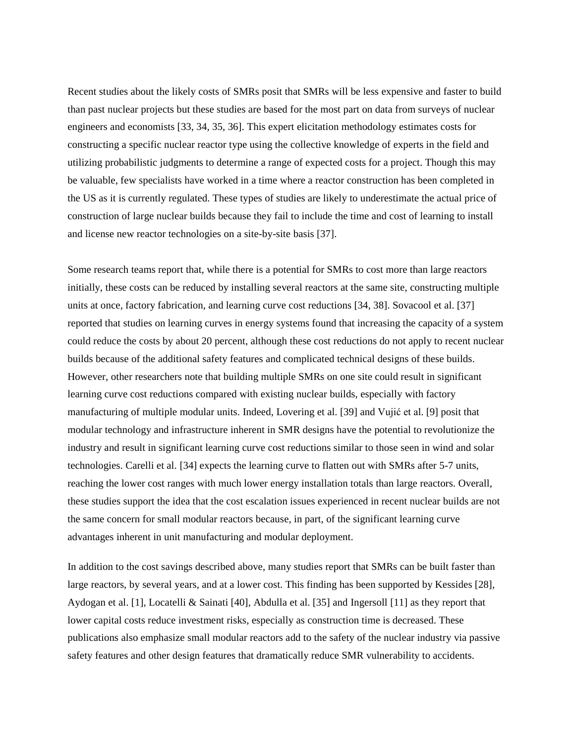Recent studies about the likely costs of SMRs posit that SMRs will be less expensive and faster to build than past nuclear projects but these studies are based for the most part on data from surveys of nuclear engineers and economists [33, 34, 35, 36]. This expert elicitation methodology estimates costs for constructing a specific nuclear reactor type using the collective knowledge of experts in the field and utilizing probabilistic judgments to determine a range of expected costs for a project. Though this may be valuable, few specialists have worked in a time where a reactor construction has been completed in the US as it is currently regulated. These types of studies are likely to underestimate the actual price of construction of large nuclear builds because they fail to include the time and cost of learning to install and license new reactor technologies on a site-by-site basis [37].

Some research teams report that, while there is a potential for SMRs to cost more than large reactors initially, these costs can be reduced by installing several reactors at the same site, constructing multiple units at once, factory fabrication, and learning curve cost reductions [34, 38]. Sovacool et al. [37] reported that studies on learning curves in energy systems found that increasing the capacity of a system could reduce the costs by about 20 percent, although these cost reductions do not apply to recent nuclear builds because of the additional safety features and complicated technical designs of these builds. However, other researchers note that building multiple SMRs on one site could result in significant learning curve cost reductions compared with existing nuclear builds, especially with factory manufacturing of multiple modular units. Indeed, Lovering et al. [39] and Vujić et al. [9] posit that modular technology and infrastructure inherent in SMR designs have the potential to revolutionize the industry and result in significant learning curve cost reductions similar to those seen in wind and solar technologies. Carelli et al. [34] expects the learning curve to flatten out with SMRs after 5-7 units, reaching the lower cost ranges with much lower energy installation totals than large reactors. Overall, these studies support the idea that the cost escalation issues experienced in recent nuclear builds are not the same concern for small modular reactors because, in part, of the significant learning curve advantages inherent in unit manufacturing and modular deployment.

In addition to the cost savings described above, many studies report that SMRs can be built faster than large reactors, by several years, and at a lower cost. This finding has been supported by Kessides [28], Aydogan et al. [1], Locatelli & Sainati [40], Abdulla et al. [35] and Ingersoll [11] as they report that lower capital costs reduce investment risks, especially as construction time is decreased. These publications also emphasize small modular reactors add to the safety of the nuclear industry via passive safety features and other design features that dramatically reduce SMR vulnerability to accidents.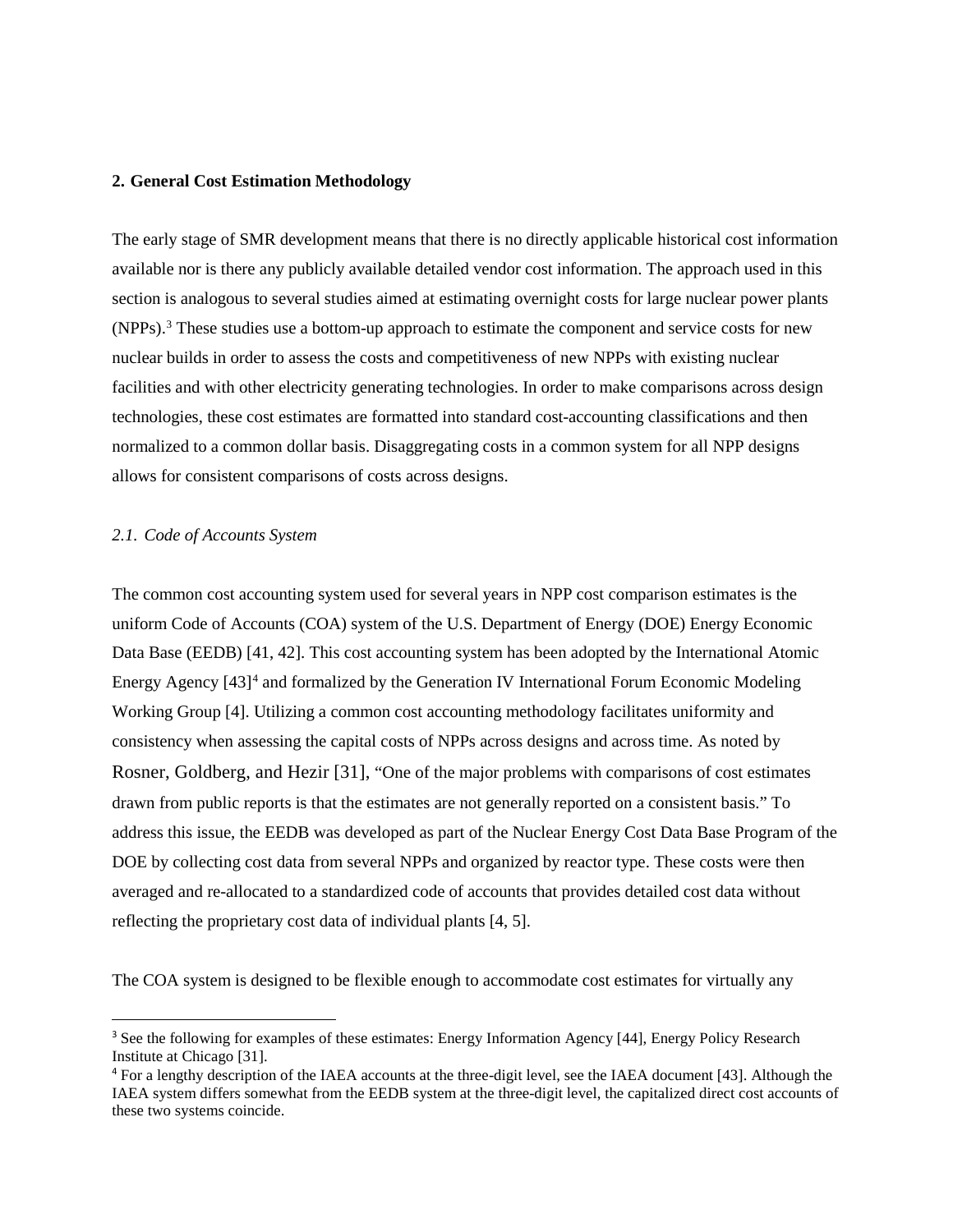## 2. General Cost Estimation Methodology

The early stage of SMR development means that there is no directly applicable historical cost information available nor is there any publicly available detailed vendor cost information. The approach used in this section is analogous to several studies aimed at estimating overnight costs for large nuclear power plants (NPPs).[3] These studies use a bottom-up approach to estimate the component and service costs for new nuclear builds in order to assess the costs and competitiveness of new NPPs with existing nuclear facilities and with other electricity generating technologies. In order to make comparisons across design technologies, these cost estimates are formatted into standard cost-accounting classifications and then normalized to a common dollar basis. Disaggregating costs in a common system for all NPP designs allows for consistent comparisons of costs across designs.

### *2.1. Code of Accounts System*

The common cost accounting system used for several years in NPP cost comparison estimates is the uniform Code of Accounts (COA) system of the U.S. Department of Energy (DOE) Energy Economic Data Base (EEDB) [41, 42]. This cost accounting system has been adopted by the International Atomic Energy Agency [43][4] and formalized by the Generation IV International Forum Economic Modeling Working Group [4]. Utilizing a common cost accounting methodology facilitates uniformity and consistency when assessing the capital costs of NPPs across designs and across time. As noted by Rosner, Goldberg, and Hezir [31], "One of the major problems with comparisons of cost estimates drawn from public reports is that the estimates are not generally reported on a consistent basis." To address this issue, the EEDB was developed as part of the Nuclear Energy Cost Data Base Program of the DOE by collecting cost data from several NPPs and organized by reactor type. These costs were then averaged and re-allocated to a standardized code of accounts that provides detailed cost data without reflecting the proprietary cost data of individual plants [4, 5].

The COA system is designed to be flexible enough to accommodate cost estimates for virtually any

---

[3] See the following for examples of these estimates: Energy Information Agency [44], Energy Policy Research Institute at Chicago [31].

[4] For a lengthy description of the IAEA accounts at the three-digit level, see the IAEA document [43]. Although the IAEA system differs somewhat from the EEDB system at the three-digit level, the capitalized direct cost accounts of these two systems coincide.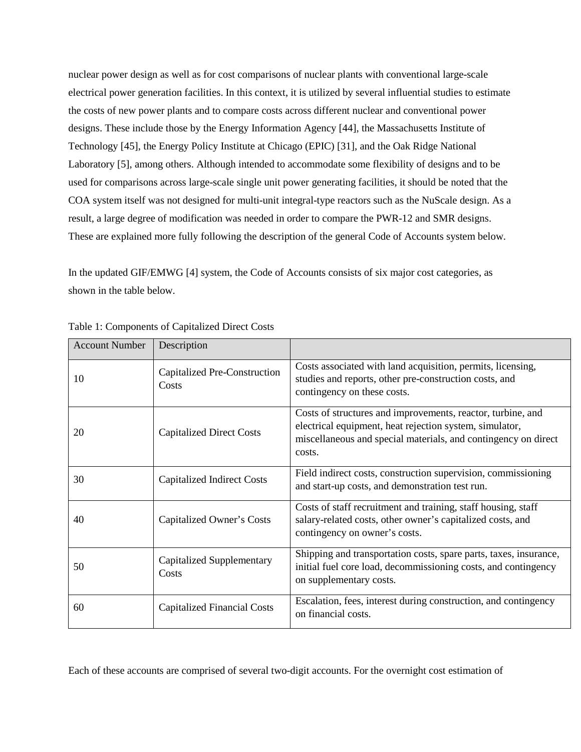nuclear power design as well as for cost comparisons of nuclear plants with conventional large-scale electrical power generation facilities. In this context, it is utilized by several influential studies to estimate the costs of new power plants and to compare costs across different nuclear and conventional power designs. These include those by the Energy Information Agency [44], the Massachusetts Institute of Technology [45], the Energy Policy Institute at Chicago (EPIC) [31], and the Oak Ridge National Laboratory [5], among others. Although intended to accommodate some flexibility of designs and to be used for comparisons across large-scale single unit power generating facilities, it should be noted that the COA system itself was not designed for multi-unit integral-type reactors such as the NuScale design. As a result, a large degree of modification was needed in order to compare the PWR-12 and SMR designs. These are explained more fully following the description of the general Code of Accounts system below.

In the updated GIF/EMWG [4] system, the Code of Accounts consists of six major cost categories, as shown in the table below.

Table 1: Components of Capitalized Direct Costs

| Account Number | Description | |
|---|---|---|
| 10 | Capitalized Pre-Construction Costs | Costs associated with land acquisition, permits, licensing, studies and reports, other pre-construction costs, and contingency on these costs. |
| 20 | Capitalized Direct Costs | Costs of structures and improvements, reactor, turbine, and electrical equipment, heat rejection system, simulator, miscellaneous and special materials, and contingency on direct costs. |
| 30 | Capitalized Indirect Costs | Field indirect costs, construction supervision, commissioning and start-up costs, and demonstration test run. |
| 40 | Capitalized Owner's Costs | Costs of staff recruitment and training, staff housing, staff salary-related costs, other owner's capitalized costs, and contingency on owner's costs. |
| 50 | Capitalized Supplementary Costs | Shipping and transportation costs, spare parts, taxes, insurance, initial fuel core load, decommissioning costs, and contingency on supplementary costs. |
| 60 | Capitalized Financial Costs | Escalation, fees, interest during construction, and contingency on financial costs. |

Each of these accounts are comprised of several two-digit accounts. For the overnight cost estimation of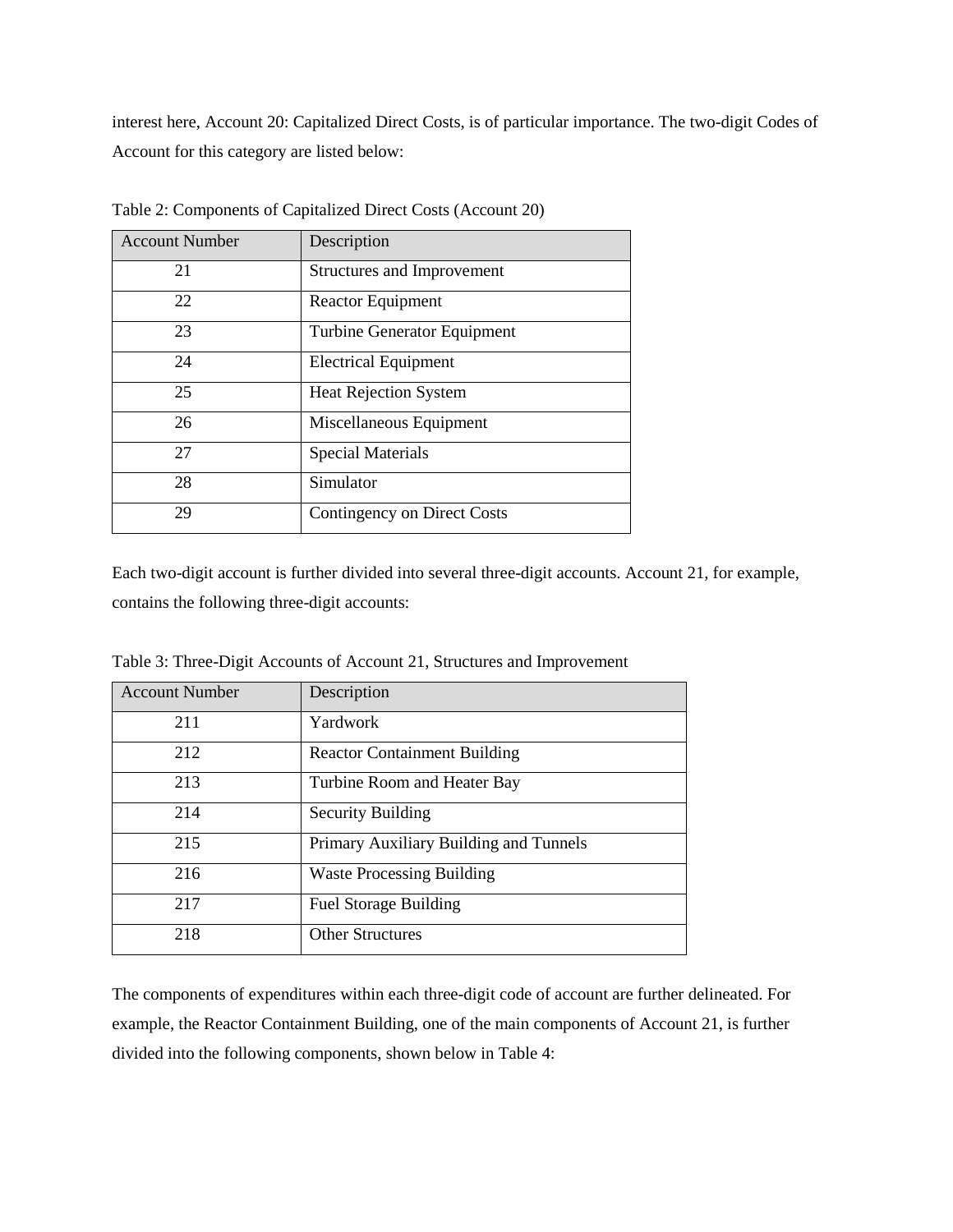interest here, Account 20: Capitalized Direct Costs, is of particular importance. The two-digit Codes of Account for this category are listed below:

Table 2: Components of Capitalized Direct Costs (Account 20)

| Account Number | Description |
|---|---|
| 21 | Structures and Improvement |
| 22 | Reactor Equipment |
| 23 | Turbine Generator Equipment |
| 24 | Electrical Equipment |
| 25 | Heat Rejection System |
| 26 | Miscellaneous Equipment |
| 27 | Special Materials |
| 28 | Simulator |
| 29 | Contingency on Direct Costs |

Each two-digit account is further divided into several three-digit accounts. Account 21, for example, contains the following three-digit accounts:

Table 3: Three-Digit Accounts of Account 21, Structures and Improvement

| Account Number | Description |
|---|---|
| 211 | Yardwork |
| 212 | Reactor Containment Building |
| 213 | Turbine Room and Heater Bay |
| 214 | Security Building |
| 215 | Primary Auxiliary Building and Tunnels |
| 216 | Waste Processing Building |
| 217 | Fuel Storage Building |
| 218 | Other Structures |

The components of expenditures within each three-digit code of account are further delineated. For example, the Reactor Containment Building, one of the main components of Account 21, is further divided into the following components, shown below in Table 4: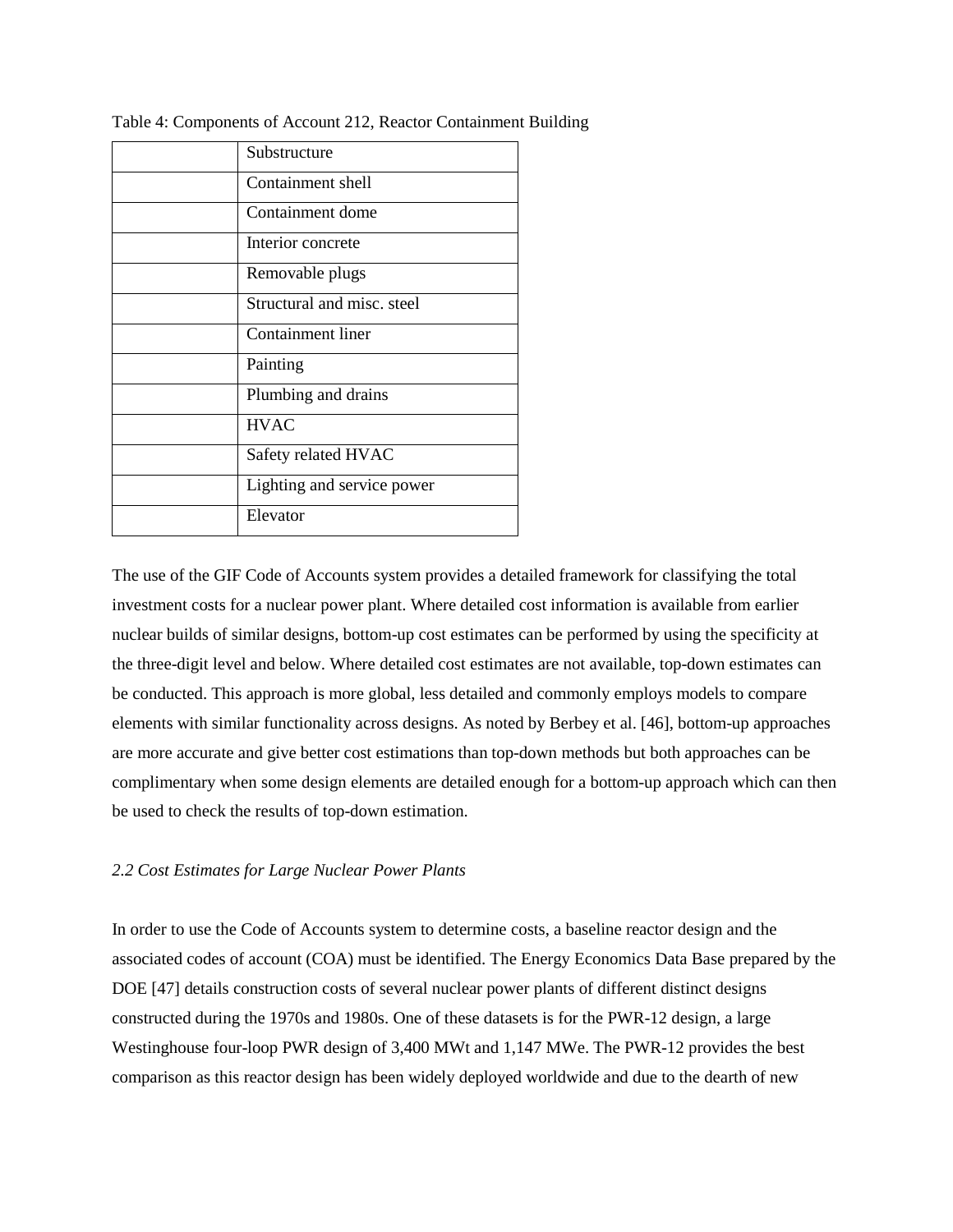Table 4: Components of Account 212, Reactor Containment Building

| | |
|---|---|
| | Substructure |
| | Containment shell |
| | Containment dome |
| | Interior concrete |
| | Removable plugs |
| | Structural and misc. steel |
| | Containment liner |
| | Painting |
| | Plumbing and drains |
| | HVAC |
| | Safety related HVAC |
| | Lighting and service power |
| | Elevator |

The use of the GIF Code of Accounts system provides a detailed framework for classifying the total investment costs for a nuclear power plant. Where detailed cost information is available from earlier nuclear builds of similar designs, bottom-up cost estimates can be performed by using the specificity at the three-digit level and below. Where detailed cost estimates are not available, top-down estimates can be conducted. This approach is more global, less detailed and commonly employs models to compare elements with similar functionality across designs. As noted by Berbey et al. [46], bottom-up approaches are more accurate and give better cost estimations than top-down methods but both approaches can be complimentary when some design elements are detailed enough for a bottom-up approach which can then be used to check the results of top-down estimation.

### *2.2 Cost Estimates for Large Nuclear Power Plants*

In order to use the Code of Accounts system to determine costs, a baseline reactor design and the associated codes of account (COA) must be identified. The Energy Economics Data Base prepared by the DOE [47] details construction costs of several nuclear power plants of different distinct designs constructed during the 1970s and 1980s. One of these datasets is for the PWR-12 design, a large Westinghouse four-loop PWR design of 3,400 MWt and 1,147 MWe. The PWR-12 provides the best comparison as this reactor design has been widely deployed worldwide and due to the dearth of new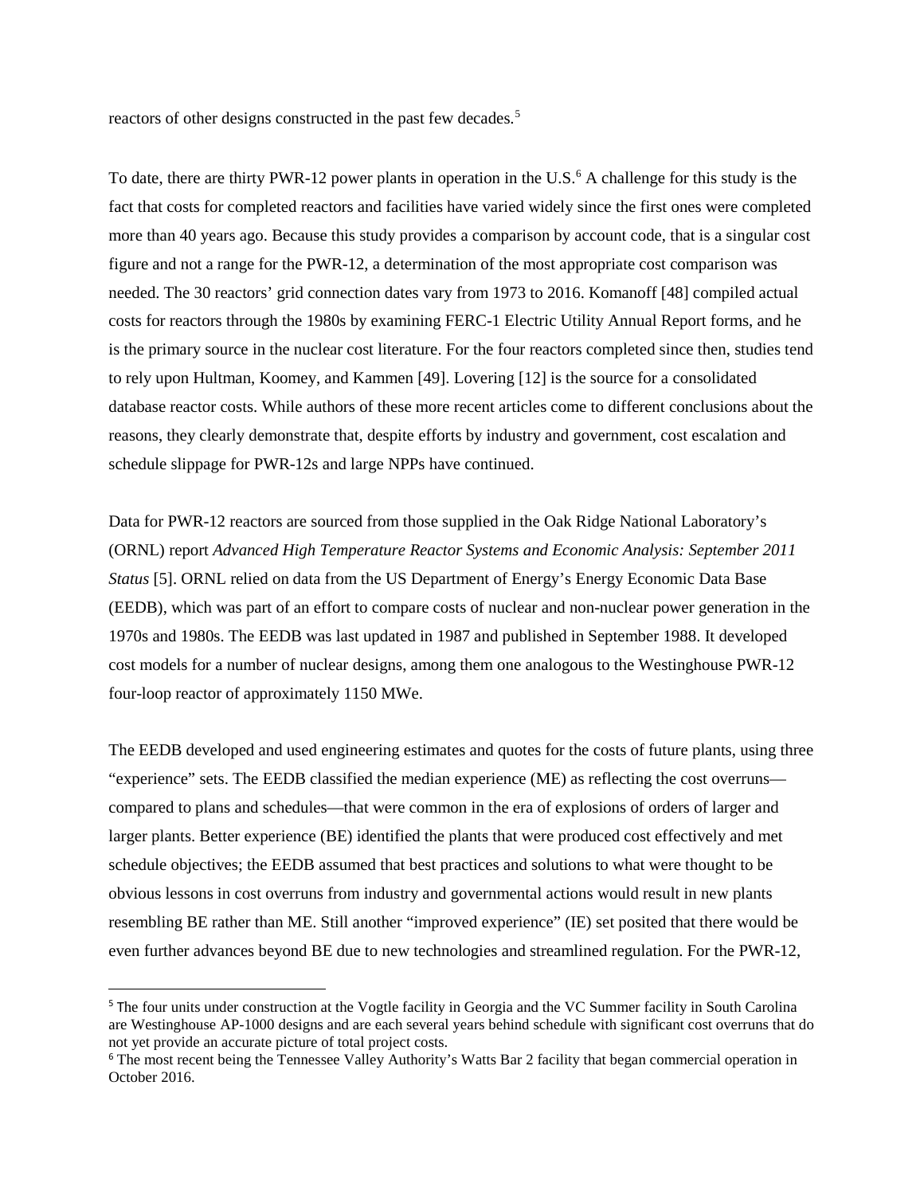reactors of other designs constructed in the past few decades.[5]

To date, there are thirty PWR-12 power plants in operation in the U.S.[6] A challenge for this study is the fact that costs for completed reactors and facilities have varied widely since the first ones were completed more than 40 years ago. Because this study provides a comparison by account code, that is a singular cost figure and not a range for the PWR-12, a determination of the most appropriate cost comparison was needed. The 30 reactors' grid connection dates vary from 1973 to 2016. Komanoff [48] compiled actual costs for reactors through the 1980s by examining FERC-1 Electric Utility Annual Report forms, and he is the primary source in the nuclear cost literature. For the four reactors completed since then, studies tend to rely upon Hultman, Koomey, and Kammen [49]. Lovering [12] is the source for a consolidated database reactor costs. While authors of these more recent articles come to different conclusions about the reasons, they clearly demonstrate that, despite efforts by industry and government, cost escalation and schedule slippage for PWR-12s and large NPPs have continued.

Data for PWR-12 reactors are sourced from those supplied in the Oak Ridge National Laboratory's (ORNL) report *Advanced High Temperature Reactor Systems and Economic Analysis: September 2011 Status* [5]. ORNL relied on data from the US Department of Energy's Energy Economic Data Base (EEDB), which was part of an effort to compare costs of nuclear and non-nuclear power generation in the 1970s and 1980s. The EEDB was last updated in 1987 and published in September 1988. It developed cost models for a number of nuclear designs, among them one analogous to the Westinghouse PWR-12 four-loop reactor of approximately 1150 MWe.

The EEDB developed and used engineering estimates and quotes for the costs of future plants, using three "experience" sets. The EEDB classified the median experience (ME) as reflecting the cost overruns—compared to plans and schedules—that were common in the era of explosions of orders of larger and larger plants. Better experience (BE) identified the plants that were produced cost effectively and met schedule objectives; the EEDB assumed that best practices and solutions to what were thought to be obvious lessons in cost overruns from industry and governmental actions would result in new plants resembling BE rather than ME. Still another "improved experience" (IE) set posited that there would be even further advances beyond BE due to new technologies and streamlined regulation. For the PWR-12,

[5] The four units under construction at the Vogtle facility in Georgia and the VC Summer facility in South Carolina are Westinghouse AP-1000 designs and are each several years behind schedule with significant cost overruns that do not yet provide an accurate picture of total project costs.

[6] The most recent being the Tennessee Valley Authority's Watts Bar 2 facility that began commercial operation in October 2016.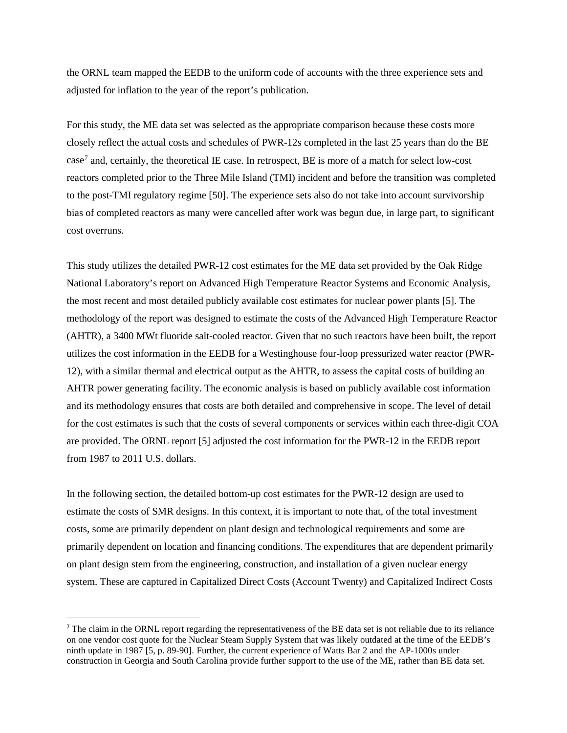the ORNL team mapped the EEDB to the uniform code of accounts with the three experience sets and adjusted for inflation to the year of the report's publication.

For this study, the ME data set was selected as the appropriate comparison because these costs more closely reflect the actual costs and schedules of PWR-12s completed in the last 25 years than do the BE case[7] and, certainly, the theoretical IE case. In retrospect, BE is more of a match for select low-cost reactors completed prior to the Three Mile Island (TMI) incident and before the transition was completed to the post-TMI regulatory regime [50]. The experience sets also do not take into account survivorship bias of completed reactors as many were cancelled after work was begun due, in large part, to significant cost overruns.

This study utilizes the detailed PWR-12 cost estimates for the ME data set provided by the Oak Ridge National Laboratory's report on Advanced High Temperature Reactor Systems and Economic Analysis, the most recent and most detailed publicly available cost estimates for nuclear power plants [5]. The methodology of the report was designed to estimate the costs of the Advanced High Temperature Reactor (AHTR), a 3400 MWt fluoride salt-cooled reactor. Given that no such reactors have been built, the report utilizes the cost information in the EEDB for a Westinghouse four-loop pressurized water reactor (PWR-12), with a similar thermal and electrical output as the AHTR, to assess the capital costs of building an AHTR power generating facility. The economic analysis is based on publicly available cost information and its methodology ensures that costs are both detailed and comprehensive in scope. The level of detail for the cost estimates is such that the costs of several components or services within each three-digit COA are provided. The ORNL report [5] adjusted the cost information for the PWR-12 in the EEDB report from 1987 to 2011 U.S. dollars.

In the following section, the detailed bottom-up cost estimates for the PWR-12 design are used to estimate the costs of SMR designs. In this context, it is important to note that, of the total investment costs, some are primarily dependent on plant design and technological requirements and some are primarily dependent on location and financing conditions. The expenditures that are dependent primarily on plant design stem from the engineering, construction, and installation of a given nuclear energy system. These are captured in Capitalized Direct Costs (Account Twenty) and Capitalized Indirect Costs

[7] The claim in the ORNL report regarding the representativeness of the BE data set is not reliable due to its reliance on one vendor cost quote for the Nuclear Steam Supply System that was likely outdated at the time of the EEDB's ninth update in 1987 [5, p. 89-90]. Further, the current experience of Watts Bar 2 and the AP-1000s under construction in Georgia and South Carolina provide further support to the use of the ME, rather than BE data set.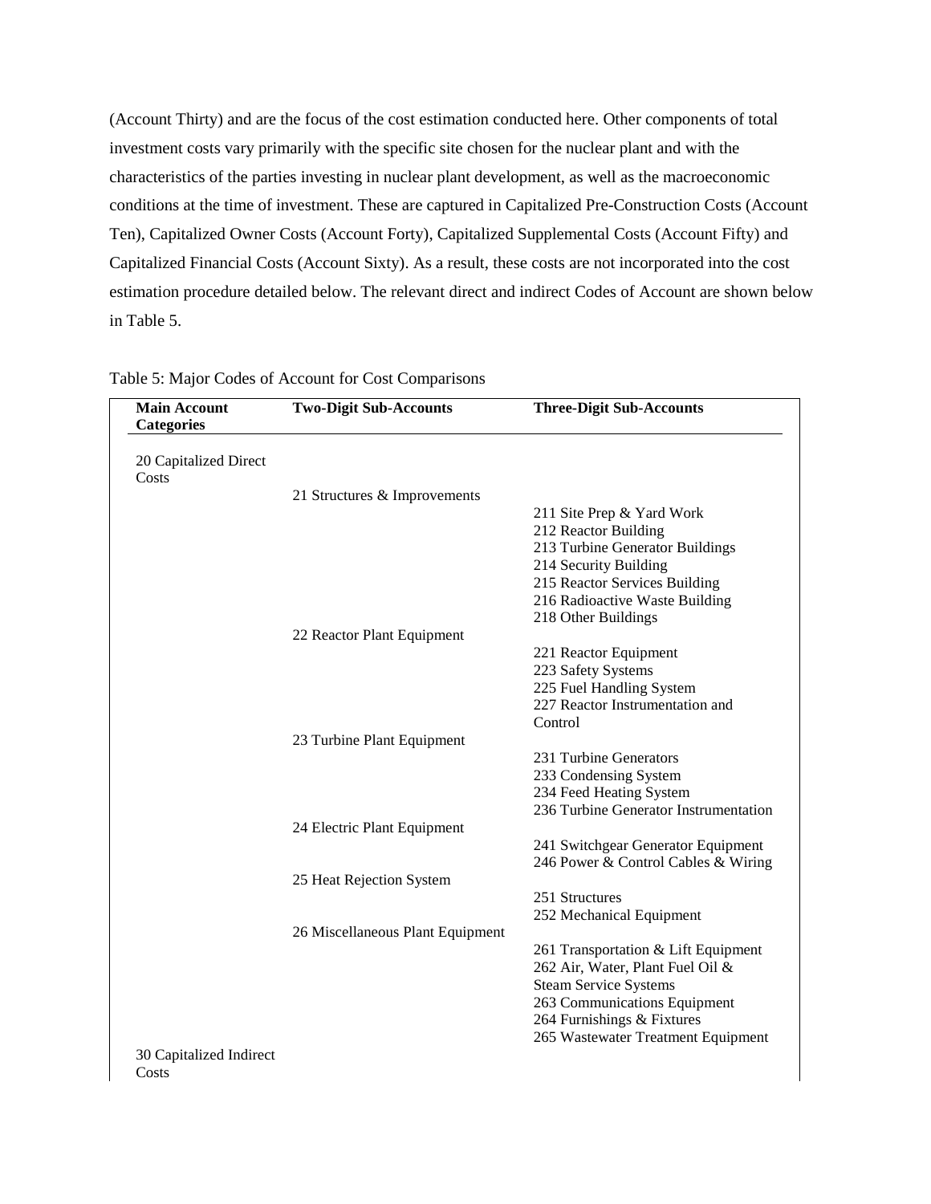(Account Thirty) and are the focus of the cost estimation conducted here. Other components of total investment costs vary primarily with the specific site chosen for the nuclear plant and with the characteristics of the parties investing in nuclear plant development, as well as the macroeconomic conditions at the time of investment. These are captured in Capitalized Pre-Construction Costs (Account Ten), Capitalized Owner Costs (Account Forty), Capitalized Supplemental Costs (Account Fifty) and Capitalized Financial Costs (Account Sixty). As a result, these costs are not incorporated into the cost estimation procedure detailed below. The relevant direct and indirect Codes of Account are shown below in Table 5.

Table 5: Major Codes of Account for Cost Comparisons

| Main Account Categories | Two-Digit Sub-Accounts | Three-Digit Sub-Accounts |
|---|---|---|
| 20 Capitalized Direct Costs | | |
| | 21 Structures & Improvements | |
| | | 211 Site Prep & Yard Work |
| | | 212 Reactor Building |
| | | 213 Turbine Generator Buildings |
| | | 214 Security Building |
| | | 215 Reactor Services Building |
| | | 216 Radioactive Waste Building |
| | | 218 Other Buildings |
| | 22 Reactor Plant Equipment | |
| | | 221 Reactor Equipment |
| | | 223 Safety Systems |
| | | 225 Fuel Handling System |
| | | 227 Reactor Instrumentation and Control |
| | 23 Turbine Plant Equipment | |
| | | 231 Turbine Generators |
| | | 233 Condensing System |
| | | 234 Feed Heating System |
| | | 236 Turbine Generator Instrumentation |
| | 24 Electric Plant Equipment | |
| | | 241 Switchgear Generator Equipment |
| | | 246 Power & Control Cables & Wiring |
| | 25 Heat Rejection System | |
| | | 251 Structures |
| | | 252 Mechanical Equipment |
| | 26 Miscellaneous Plant Equipment | |
| | | 261 Transportation & Lift Equipment |
| | | 262 Air, Water, Plant Fuel Oil & Steam Service Systems |
| | | 263 Communications Equipment |
| | | 264 Furnishings & Fixtures |
| | | 265 Wastewater Treatment Equipment |
| 30 Capitalized Indirect Costs | | |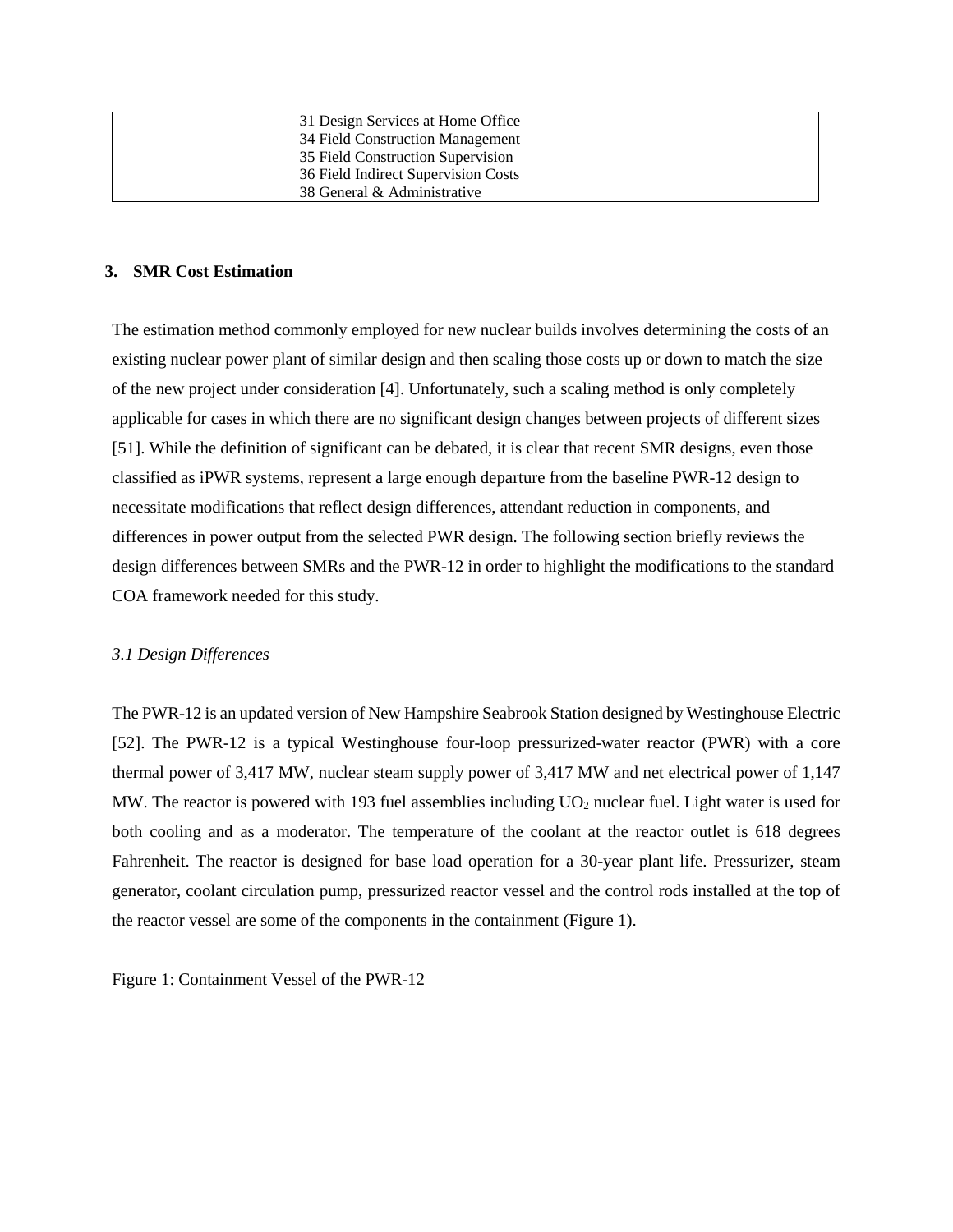| | 31 Design Services at Home Office<br>34 Field Construction Management<br>35 Field Construction Supervision<br>36 Field Indirect Supervision Costs<br>38 General & Administrative |
|---|---|

## 3. SMR Cost Estimation

The estimation method commonly employed for new nuclear builds involves determining the costs of an existing nuclear power plant of similar design and then scaling those costs up or down to match the size of the new project under consideration [4]. Unfortunately, such a scaling method is only completely applicable for cases in which there are no significant design changes between projects of different sizes [51]. While the definition of significant can be debated, it is clear that recent SMR designs, even those classified as iPWR systems, represent a large enough departure from the baseline PWR-12 design to necessitate modifications that reflect design differences, attendant reduction in components, and differences in power output from the selected PWR design. The following section briefly reviews the design differences between SMRs and the PWR-12 in order to highlight the modifications to the standard COA framework needed for this study.

### *3.1 Design Differences*

The PWR-12 is an updated version of New Hampshire Seabrook Station designed by Westinghouse Electric [52]. The PWR-12 is a typical Westinghouse four-loop pressurized-water reactor (PWR) with a core thermal power of 3,417 MW, nuclear steam supply power of 3,417 MW and net electrical power of 1,147 MW. The reactor is powered with 193 fuel assemblies including $UO_2$ nuclear fuel. Light water is used for both cooling and as a moderator. The temperature of the coolant at the reactor outlet is 618 degrees Fahrenheit. The reactor is designed for base load operation for a 30-year plant life. Pressurizer, steam generator, coolant circulation pump, pressurized reactor vessel and the control rods installed at the top of the reactor vessel are some of the components in the containment (Figure 1).

Figure 1: Containment Vessel of the PWR-12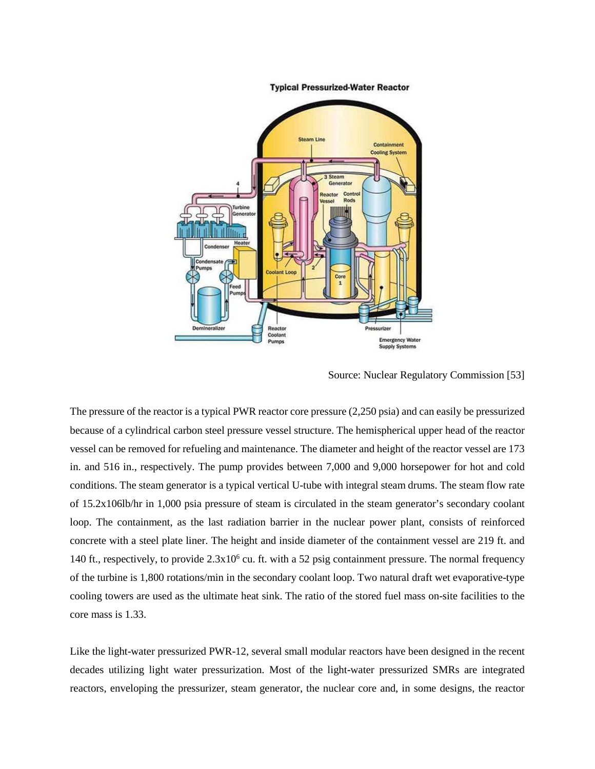Source: Nuclear Regulatory Commission [53]

The pressure of the reactor is a typical PWR reactor core pressure (2,250 psia) and can easily be pressurized because of a cylindrical carbon steel pressure vessel structure. The hemispherical upper head of the reactor vessel can be removed for refueling and maintenance. The diameter and height of the reactor vessel are 173 in. and 516 in., respectively. The pump provides between 7,000 and 9,000 horsepower for hot and cold conditions. The steam generator is a typical vertical U-tube with integral steam drums. The steam flow rate of 15.2x106lb/hr in 1,000 psia pressure of steam is circulated in the steam generator's secondary coolant loop. The containment, as the last radiation barrier in the nuclear power plant, consists of reinforced concrete with a steel plate liner. The height and inside diameter of the containment vessel are 219 ft. and 140 ft., respectively, to provide $2.3 \times 10^6$ cu. ft. with a 52 psig containment pressure. The normal frequency of the turbine is 1,800 rotations/min in the secondary coolant loop. Two natural draft wet evaporative-type cooling towers are used as the ultimate heat sink. The ratio of the stored fuel mass on-site facilities to the core mass is 1.33.

Like the light-water pressurized PWR-12, several small modular reactors have been designed in the recent decades utilizing light water pressurization. Most of the light-water pressurized SMRs are integrated reactors, enveloping the pressurizer, steam generator, the nuclear core and, in some designs, the reactor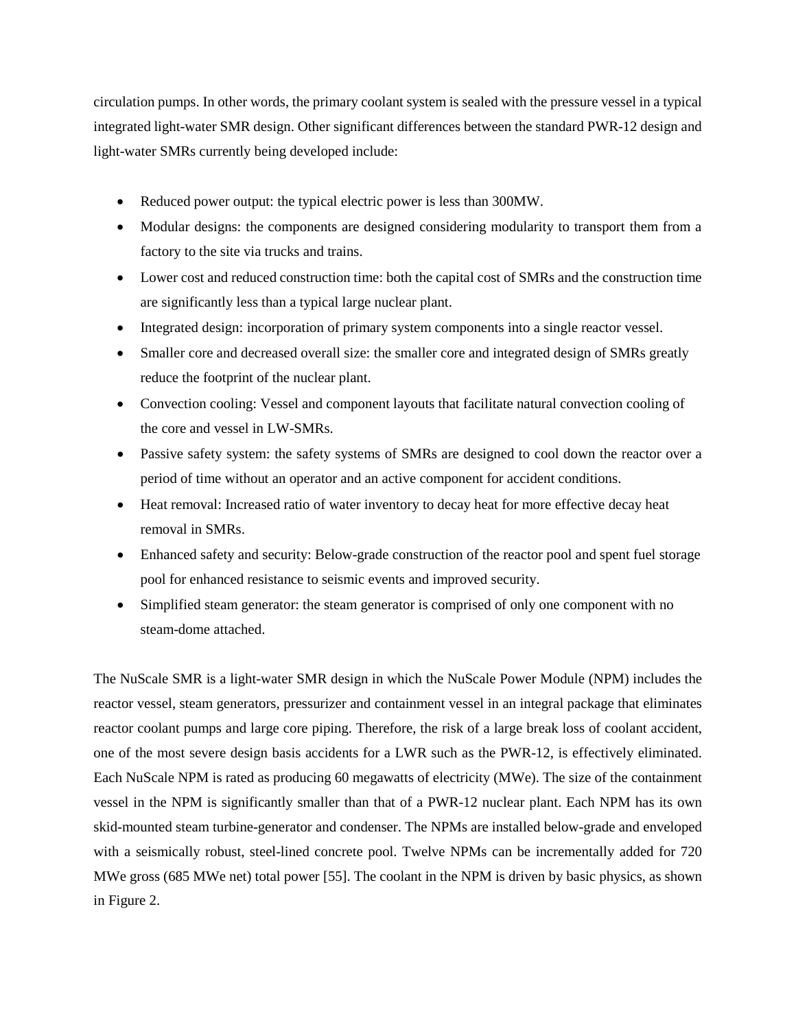circulation pumps. In other words, the primary coolant system is sealed with the pressure vessel in a typical integrated light-water SMR design. Other significant differences between the standard PWR-12 design and light-water SMRs currently being developed include:

- Reduced power output: the typical electric power is less than 300MW.
- Modular designs: the components are designed considering modularity to transport them from a factory to the site via trucks and trains.
- Lower cost and reduced construction time: both the capital cost of SMRs and the construction time are significantly less than a typical large nuclear plant.
- Integrated design: incorporation of primary system components into a single reactor vessel.
- Smaller core and decreased overall size: the smaller core and integrated design of SMRs greatly reduce the footprint of the nuclear plant.
- Convection cooling: Vessel and component layouts that facilitate natural convection cooling of the core and vessel in LW-SMRs.
- Passive safety system: the safety systems of SMRs are designed to cool down the reactor over a period of time without an operator and an active component for accident conditions.
- Heat removal: Increased ratio of water inventory to decay heat for more effective decay heat removal in SMRs.
- Enhanced safety and security: Below-grade construction of the reactor pool and spent fuel storage pool for enhanced resistance to seismic events and improved security.
- Simplified steam generator: the steam generator is comprised of only one component with no steam-dome attached.

The NuScale SMR is a light-water SMR design in which the NuScale Power Module (NPM) includes the reactor vessel, steam generators, pressurizer and containment vessel in an integral package that eliminates reactor coolant pumps and large core piping. Therefore, the risk of a large break loss of coolant accident, one of the most severe design basis accidents for a LWR such as the PWR-12, is effectively eliminated. Each NuScale NPM is rated as producing 60 megawatts of electricity (MWe). The size of the containment vessel in the NPM is significantly smaller than that of a PWR-12 nuclear plant. Each NPM has its own skid-mounted steam turbine-generator and condenser. The NPMs are installed below-grade and enveloped with a seismically robust, steel-lined concrete pool. Twelve NPMs can be incrementally added for 720 MWe gross (685 MWe net) total power [55]. The coolant in the NPM is driven by basic physics, as shown in Figure 2.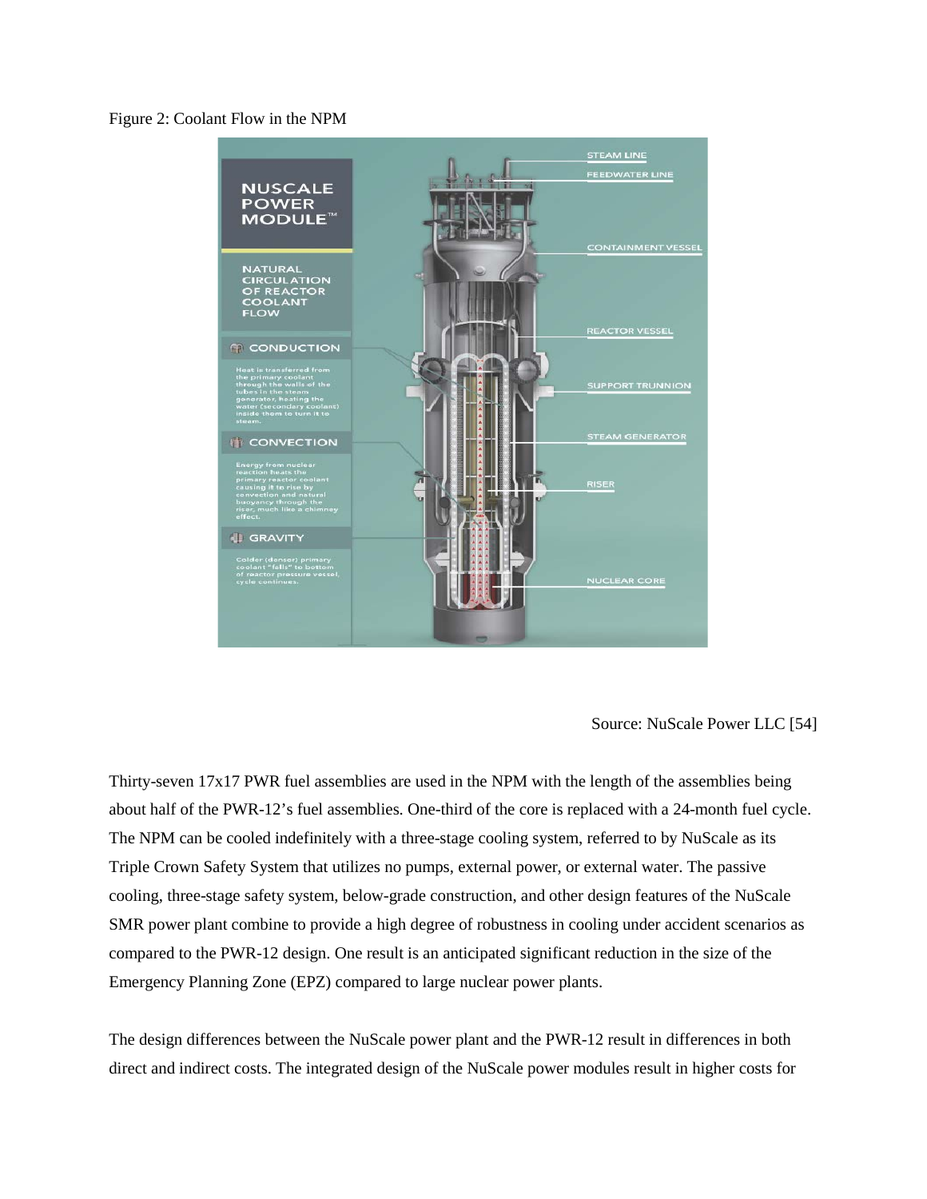Figure 2: Coolant Flow in the NPM

Source: NuScale Power LLC [54]

Thirty-seven 17x17 PWR fuel assemblies are used in the NPM with the length of the assemblies being about half of the PWR-12's fuel assemblies. One-third of the core is replaced with a 24-month fuel cycle. The NPM can be cooled indefinitely with a three-stage cooling system, referred to by NuScale as its Triple Crown Safety System that utilizes no pumps, external power, or external water. The passive cooling, three-stage safety system, below-grade construction, and other design features of the NuScale SMR power plant combine to provide a high degree of robustness in cooling under accident scenarios as compared to the PWR-12 design. One result is an anticipated significant reduction in the size of the Emergency Planning Zone (EPZ) compared to large nuclear power plants.

The design differences between the NuScale power plant and the PWR-12 result in differences in both direct and indirect costs. The integrated design of the NuScale power modules result in higher costs for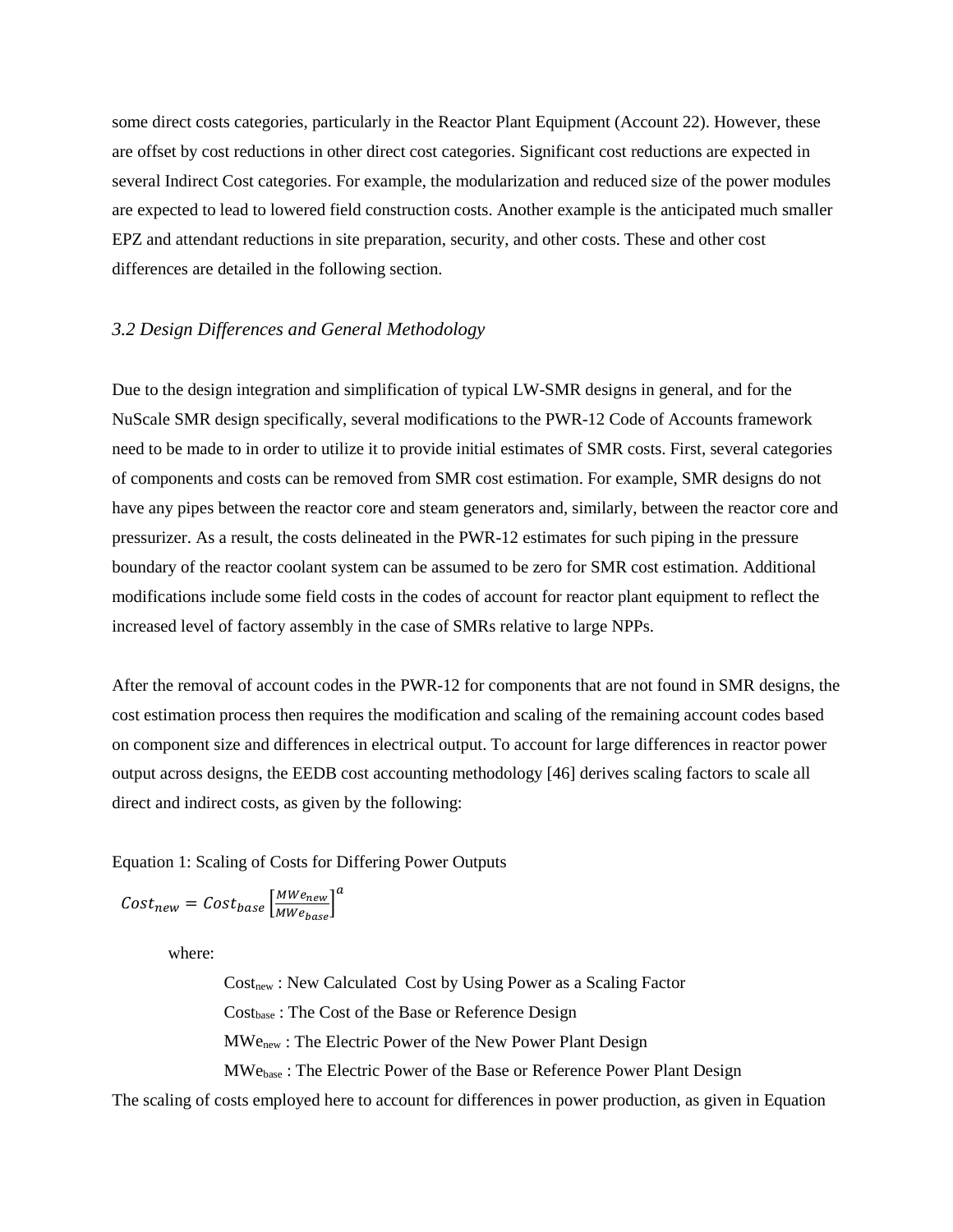some direct costs categories, particularly in the Reactor Plant Equipment (Account 22). However, these are offset by cost reductions in other direct cost categories. Significant cost reductions are expected in several Indirect Cost categories. For example, the modularization and reduced size of the power modules are expected to lead to lowered field construction costs. Another example is the anticipated much smaller EPZ and attendant reductions in site preparation, security, and other costs. These and other cost differences are detailed in the following section.

### *3.2 Design Differences and General Methodology*

Due to the design integration and simplification of typical LW-SMR designs in general, and for the NuScale SMR design specifically, several modifications to the PWR-12 Code of Accounts framework need to be made to in order to utilize it to provide initial estimates of SMR costs. First, several categories of components and costs can be removed from SMR cost estimation. For example, SMR designs do not have any pipes between the reactor core and steam generators and, similarly, between the reactor core and pressurizer. As a result, the costs delineated in the PWR-12 estimates for such piping in the pressure boundary of the reactor coolant system can be assumed to be zero for SMR cost estimation. Additional modifications include some field costs in the codes of account for reactor plant equipment to reflect the increased level of factory assembly in the case of SMRs relative to large NPPs.

After the removal of account codes in the PWR-12 for components that are not found in SMR designs, the cost estimation process then requires the modification and scaling of the remaining account codes based on component size and differences in electrical output. To account for large differences in reactor power output across designs, the EEDB cost accounting methodology [46] derives scaling factors to scale all direct and indirect costs, as given by the following:

Equation 1: Scaling of Costs for Differing Power Outputs

$$Cost_{new} = Cost_{base}\left[\frac{MWe_{new}}{MWe_{base}}\right]^{a}$$

where:

- $Cost_{new}$ : New Calculated Cost by Using Power as a Scaling Factor
- $Cost_{base}$ : The Cost of the Base or Reference Design
- $MWe_{new}$ : The Electric Power of the New Power Plant Design
- $MWe_{base}$ : The Electric Power of the Base or Reference Power Plant Design

The scaling of costs employed here to account for differences in power production, as given in Equation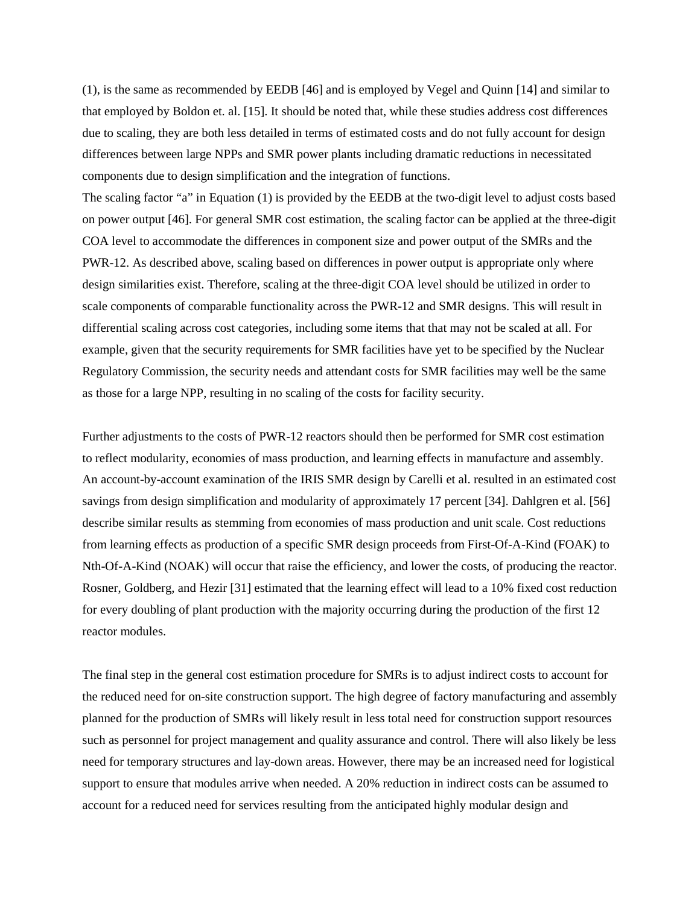(1), is the same as recommended by EEDB [46] and is employed by Vegel and Quinn [14] and similar to that employed by Boldon et. al. [15]. It should be noted that, while these studies address cost differences due to scaling, they are both less detailed in terms of estimated costs and do not fully account for design differences between large NPPs and SMR power plants including dramatic reductions in necessitated components due to design simplification and the integration of functions.

The scaling factor "a" in Equation (1) is provided by the EEDB at the two-digit level to adjust costs based on power output [46]. For general SMR cost estimation, the scaling factor can be applied at the three-digit COA level to accommodate the differences in component size and power output of the SMRs and the PWR-12. As described above, scaling based on differences in power output is appropriate only where design similarities exist. Therefore, scaling at the three-digit COA level should be utilized in order to scale components of comparable functionality across the PWR-12 and SMR designs. This will result in differential scaling across cost categories, including some items that that may not be scaled at all. For example, given that the security requirements for SMR facilities have yet to be specified by the Nuclear Regulatory Commission, the security needs and attendant costs for SMR facilities may well be the same as those for a large NPP, resulting in no scaling of the costs for facility security.

Further adjustments to the costs of PWR-12 reactors should then be performed for SMR cost estimation to reflect modularity, economies of mass production, and learning effects in manufacture and assembly. An account-by-account examination of the IRIS SMR design by Carelli et al. resulted in an estimated cost savings from design simplification and modularity of approximately 17 percent [34]. Dahlgren et al. [56] describe similar results as stemming from economies of mass production and unit scale. Cost reductions from learning effects as production of a specific SMR design proceeds from First-Of-A-Kind (FOAK) to Nth-Of-A-Kind (NOAK) will occur that raise the efficiency, and lower the costs, of producing the reactor. Rosner, Goldberg, and Hezir [31] estimated that the learning effect will lead to a 10% fixed cost reduction for every doubling of plant production with the majority occurring during the production of the first 12 reactor modules.

The final step in the general cost estimation procedure for SMRs is to adjust indirect costs to account for the reduced need for on-site construction support. The high degree of factory manufacturing and assembly planned for the production of SMRs will likely result in less total need for construction support resources such as personnel for project management and quality assurance and control. There will also likely be less need for temporary structures and lay-down areas. However, there may be an increased need for logistical support to ensure that modules arrive when needed. A 20% reduction in indirect costs can be assumed to account for a reduced need for services resulting from the anticipated highly modular design and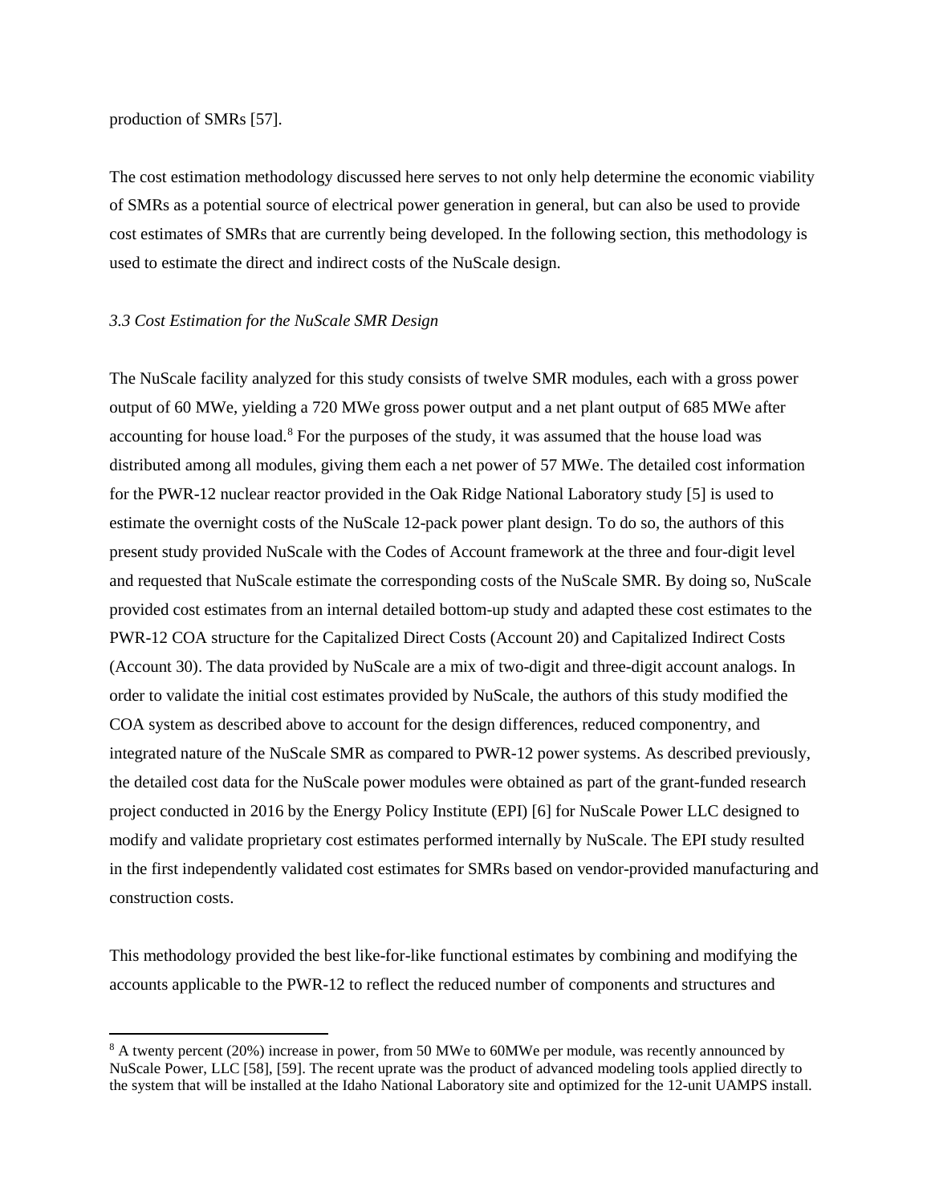production of SMRs [57].

The cost estimation methodology discussed here serves to not only help determine the economic viability of SMRs as a potential source of electrical power generation in general, but can also be used to provide cost estimates of SMRs that are currently being developed. In the following section, this methodology is used to estimate the direct and indirect costs of the NuScale design.

### *3.3 Cost Estimation for the NuScale SMR Design*

The NuScale facility analyzed for this study consists of twelve SMR modules, each with a gross power output of 60 MWe, yielding a 720 MWe gross power output and a net plant output of 685 MWe after accounting for house load.[8] For the purposes of the study, it was assumed that the house load was distributed among all modules, giving them each a net power of 57 MWe. The detailed cost information for the PWR-12 nuclear reactor provided in the Oak Ridge National Laboratory study [5] is used to estimate the overnight costs of the NuScale 12-pack power plant design. To do so, the authors of this present study provided NuScale with the Codes of Account framework at the three and four-digit level and requested that NuScale estimate the corresponding costs of the NuScale SMR. By doing so, NuScale provided cost estimates from an internal detailed bottom-up study and adapted these cost estimates to the PWR-12 COA structure for the Capitalized Direct Costs (Account 20) and Capitalized Indirect Costs (Account 30). The data provided by NuScale are a mix of two-digit and three-digit account analogs. In order to validate the initial cost estimates provided by NuScale, the authors of this study modified the COA system as described above to account for the design differences, reduced componentry, and integrated nature of the NuScale SMR as compared to PWR-12 power systems. As described previously, the detailed cost data for the NuScale power modules were obtained as part of the grant-funded research project conducted in 2016 by the Energy Policy Institute (EPI) [6] for NuScale Power LLC designed to modify and validate proprietary cost estimates performed internally by NuScale. The EPI study resulted in the first independently validated cost estimates for SMRs based on vendor-provided manufacturing and construction costs.

This methodology provided the best like-for-like functional estimates by combining and modifying the accounts applicable to the PWR-12 to reflect the reduced number of components and structures and

---

[8] A twenty percent (20%) increase in power, from 50 MWe to 60MWe per module, was recently announced by NuScale Power, LLC [58], [59]. The recent uprate was the product of advanced modeling tools applied directly to the system that will be installed at the Idaho National Laboratory site and optimized for the 12-unit UAMPS install.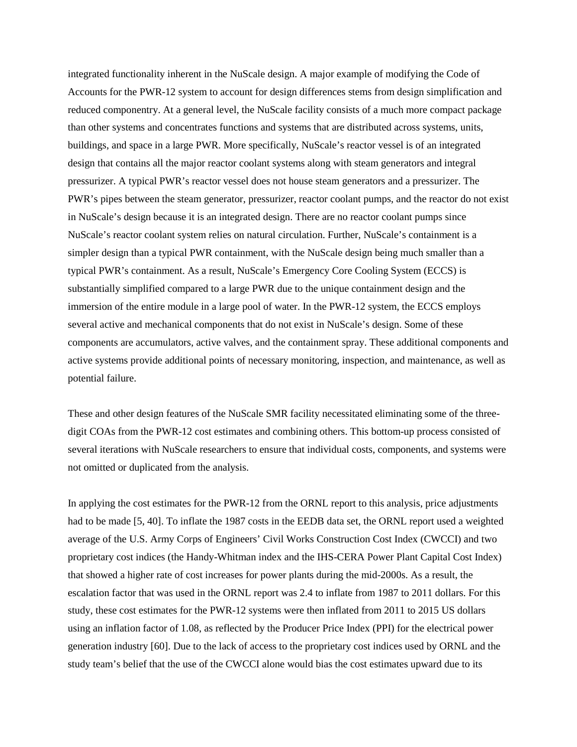integrated functionality inherent in the NuScale design. A major example of modifying the Code of Accounts for the PWR-12 system to account for design differences stems from design simplification and reduced componentry. At a general level, the NuScale facility consists of a much more compact package than other systems and concentrates functions and systems that are distributed across systems, units, buildings, and space in a large PWR. More specifically, NuScale's reactor vessel is of an integrated design that contains all the major reactor coolant systems along with steam generators and integral pressurizer. A typical PWR's reactor vessel does not house steam generators and a pressurizer. The PWR's pipes between the steam generator, pressurizer, reactor coolant pumps, and the reactor do not exist in NuScale's design because it is an integrated design. There are no reactor coolant pumps since NuScale's reactor coolant system relies on natural circulation. Further, NuScale's containment is a simpler design than a typical PWR containment, with the NuScale design being much smaller than a typical PWR's containment. As a result, NuScale's Emergency Core Cooling System (ECCS) is substantially simplified compared to a large PWR due to the unique containment design and the immersion of the entire module in a large pool of water. In the PWR-12 system, the ECCS employs several active and mechanical components that do not exist in NuScale's design. Some of these components are accumulators, active valves, and the containment spray. These additional components and active systems provide additional points of necessary monitoring, inspection, and maintenance, as well as potential failure.

These and other design features of the NuScale SMR facility necessitated eliminating some of the three-digit COAs from the PWR-12 cost estimates and combining others. This bottom-up process consisted of several iterations with NuScale researchers to ensure that individual costs, components, and systems were not omitted or duplicated from the analysis.

In applying the cost estimates for the PWR-12 from the ORNL report to this analysis, price adjustments had to be made [5, 40]. To inflate the 1987 costs in the EEDB data set, the ORNL report used a weighted average of the U.S. Army Corps of Engineers' Civil Works Construction Cost Index (CWCCI) and two proprietary cost indices (the Handy-Whitman index and the IHS-CERA Power Plant Capital Cost Index) that showed a higher rate of cost increases for power plants during the mid-2000s. As a result, the escalation factor that was used in the ORNL report was 2.4 to inflate from 1987 to 2011 dollars. For this study, these cost estimates for the PWR-12 systems were then inflated from 2011 to 2015 US dollars using an inflation factor of 1.08, as reflected by the Producer Price Index (PPI) for the electrical power generation industry [60]. Due to the lack of access to the proprietary cost indices used by ORNL and the study team's belief that the use of the CWCCI alone would bias the cost estimates upward due to its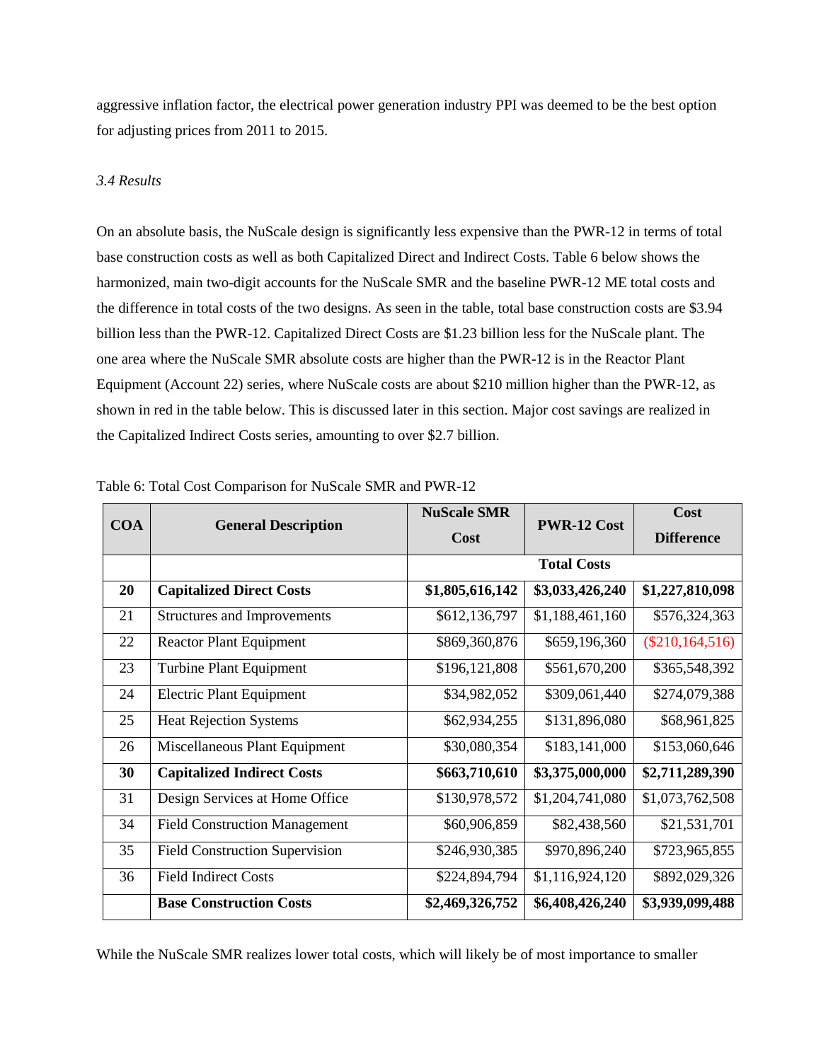aggressive inflation factor, the electrical power generation industry PPI was deemed to be the best option for adjusting prices from 2011 to 2015.

### *3.4 Results*

On an absolute basis, the NuScale design is significantly less expensive than the PWR-12 in terms of total base construction costs as well as both Capitalized Direct and Indirect Costs. Table 6 below shows the harmonized, main two-digit accounts for the NuScale SMR and the baseline PWR-12 ME total costs and the difference in total costs of the two designs. As seen in the table, total base construction costs are $3.94 billion less than the PWR-12. Capitalized Direct Costs are $1.23 billion less for the NuScale plant. The one area where the NuScale SMR absolute costs are higher than the PWR-12 is in the Reactor Plant Equipment (Account 22) series, where NuScale costs are about $210 million higher than the PWR-12, as shown in red in the table below. This is discussed later in this section. Major cost savings are realized in the Capitalized Indirect Costs series, amounting to over $2.7 billion.

Table 6: Total Cost Comparison for NuScale SMR and PWR-12

| COA | General Description | NuScale SMR Cost | PWR-12 Cost | Cost Difference |
|---|---|---|---|---|
| | | Total Costs | | |
| **20** | **Capitalized Direct Costs** | **$1,805,616,142** | **$3,033,426,240** | **$1,227,810,098** |
| 21 | Structures and Improvements | $612,136,797 | $1,188,461,160 | $576,324,363 |
| 22 | Reactor Plant Equipment | $869,360,876 | $659,196,360 | ($210,164,516) |
| 23 | Turbine Plant Equipment | $196,121,808 | $561,670,200 | $365,548,392 |
| 24 | Electric Plant Equipment | $34,982,052 | $309,061,440 | $274,079,388 |
| 25 | Heat Rejection Systems | $62,934,255 | $131,896,080 | $68,961,825 |
| 26 | Miscellaneous Plant Equipment | $30,080,354 | $183,141,000 | $153,060,646 |
| **30** | **Capitalized Indirect Costs** | **$663,710,610** | **$3,375,000,000** | **$2,711,289,390** |
| 31 | Design Services at Home Office | $130,978,572 | $1,204,741,080 | $1,073,762,508 |
| 34 | Field Construction Management | $60,906,859 | $82,438,560 | $21,531,701 |
| 35 | Field Construction Supervision | $246,930,385 | $970,896,240 | $723,965,855 |
| 36 | Field Indirect Costs | $224,894,794 | $1,116,924,120 | $892,029,326 |
| | **Base Construction Costs** | **$2,469,326,752** | **$6,408,426,240** | **$3,939,099,488** |

While the NuScale SMR realizes lower total costs, which will likely be of most importance to smaller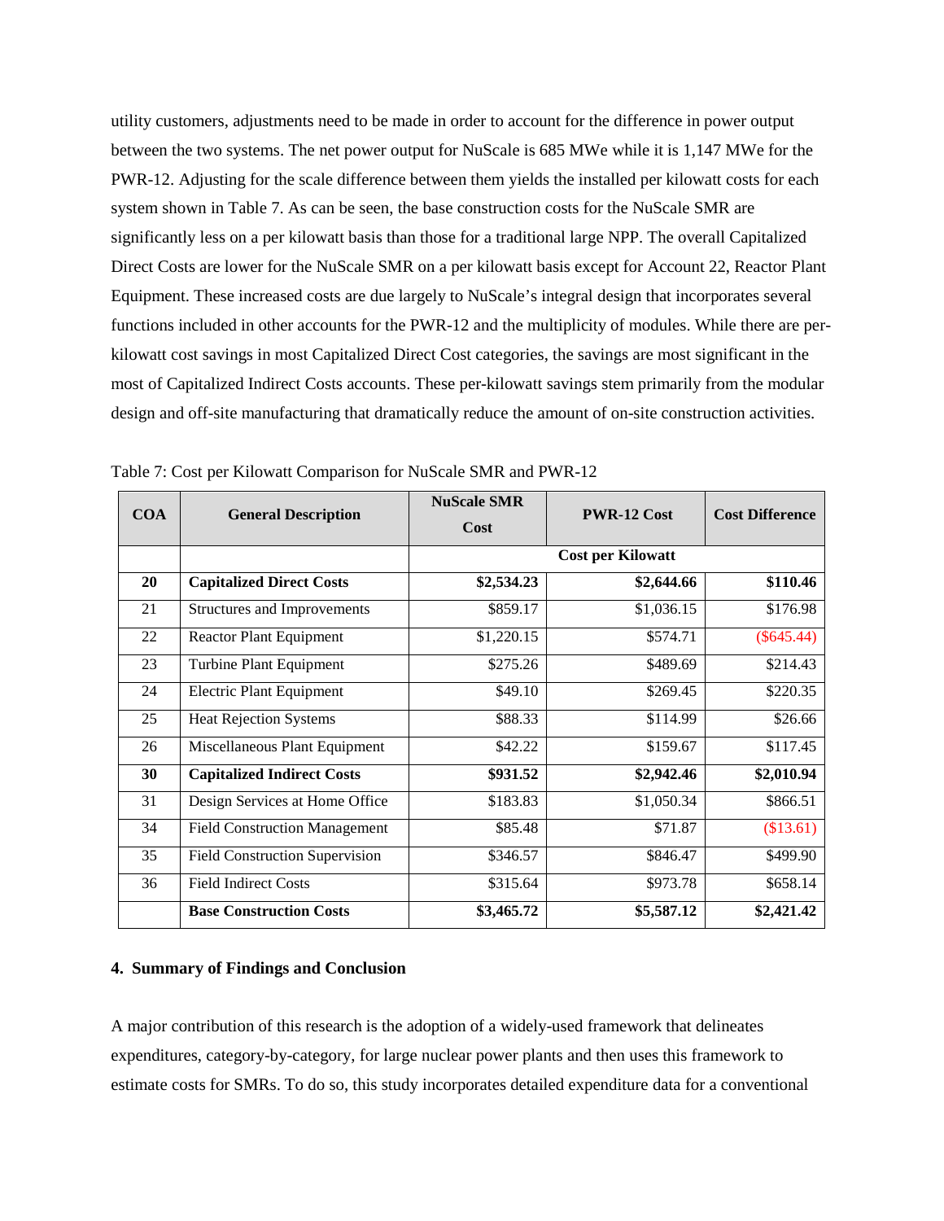utility customers, adjustments need to be made in order to account for the difference in power output between the two systems. The net power output for NuScale is 685 MWe while it is 1,147 MWe for the PWR-12. Adjusting for the scale difference between them yields the installed per kilowatt costs for each system shown in Table 7. As can be seen, the base construction costs for the NuScale SMR are significantly less on a per kilowatt basis than those for a traditional large NPP. The overall Capitalized Direct Costs are lower for the NuScale SMR on a per kilowatt basis except for Account 22, Reactor Plant Equipment. These increased costs are due largely to NuScale's integral design that incorporates several functions included in other accounts for the PWR-12 and the multiplicity of modules. While there are per-kilowatt cost savings in most Capitalized Direct Cost categories, the savings are most significant in the most of Capitalized Indirect Costs accounts. These per-kilowatt savings stem primarily from the modular design and off-site manufacturing that dramatically reduce the amount of on-site construction activities.

Table 7: Cost per Kilowatt Comparison for NuScale SMR and PWR-12

| COA | General Description | NuScale SMR Cost | PWR-12 Cost | Cost Difference |
|---|---|---|---|---|
| | | Cost per Kilowatt | | |
| **20** | **Capitalized Direct Costs** | **$2,534.23** | **$2,644.66** | **$110.46** |
| 21 | Structures and Improvements | $859.17 | $1,036.15 | $176.98 |
| 22 | Reactor Plant Equipment | $1,220.15 | $574.71 | ($645.44) |
| 23 | Turbine Plant Equipment | $275.26 | $489.69 | $214.43 |
| 24 | Electric Plant Equipment | $49.10 | $269.45 | $220.35 |
| 25 | Heat Rejection Systems | $88.33 | $114.99 | $26.66 |
| 26 | Miscellaneous Plant Equipment | $42.22 | $159.67 | $117.45 |
| **30** | **Capitalized Indirect Costs** | **$931.52** | **$2,942.46** | **$2,010.94** |
| 31 | Design Services at Home Office | $183.83 | $1,050.34 | $866.51 |
| 34 | Field Construction Management | $85.48 | $71.87 | ($13.61) |
| 35 | Field Construction Supervision | $346.57 | $846.47 | $499.90 |
| 36 | Field Indirect Costs | $315.64 | $973.78 | $658.14 |
| | **Base Construction Costs** | **$3,465.72** | **$5,587.12** | **$2,421.42** |

## 4. Summary of Findings and Conclusion

A major contribution of this research is the adoption of a widely-used framework that delineates expenditures, category-by-category, for large nuclear power plants and then uses this framework to estimate costs for SMRs. To do so, this study incorporates detailed expenditure data for a conventional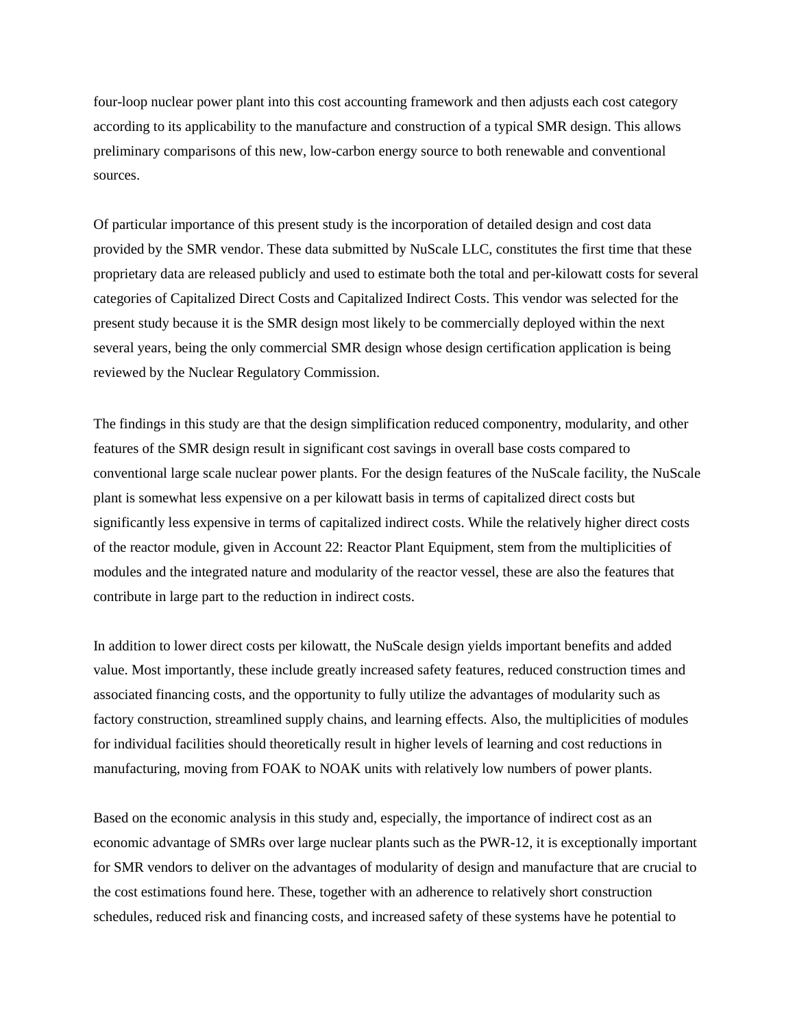four-loop nuclear power plant into this cost accounting framework and then adjusts each cost category according to its applicability to the manufacture and construction of a typical SMR design. This allows preliminary comparisons of this new, low-carbon energy source to both renewable and conventional sources.

Of particular importance of this present study is the incorporation of detailed design and cost data provided by the SMR vendor. These data submitted by NuScale LLC, constitutes the first time that these proprietary data are released publicly and used to estimate both the total and per-kilowatt costs for several categories of Capitalized Direct Costs and Capitalized Indirect Costs. This vendor was selected for the present study because it is the SMR design most likely to be commercially deployed within the next several years, being the only commercial SMR design whose design certification application is being reviewed by the Nuclear Regulatory Commission.

The findings in this study are that the design simplification reduced componentry, modularity, and other features of the SMR design result in significant cost savings in overall base costs compared to conventional large scale nuclear power plants. For the design features of the NuScale facility, the NuScale plant is somewhat less expensive on a per kilowatt basis in terms of capitalized direct costs but significantly less expensive in terms of capitalized indirect costs. While the relatively higher direct costs of the reactor module, given in Account 22: Reactor Plant Equipment, stem from the multiplicities of modules and the integrated nature and modularity of the reactor vessel, these are also the features that contribute in large part to the reduction in indirect costs.

In addition to lower direct costs per kilowatt, the NuScale design yields important benefits and added value. Most importantly, these include greatly increased safety features, reduced construction times and associated financing costs, and the opportunity to fully utilize the advantages of modularity such as factory construction, streamlined supply chains, and learning effects. Also, the multiplicities of modules for individual facilities should theoretically result in higher levels of learning and cost reductions in manufacturing, moving from FOAK to NOAK units with relatively low numbers of power plants.

Based on the economic analysis in this study and, especially, the importance of indirect cost as an economic advantage of SMRs over large nuclear plants such as the PWR-12, it is exceptionally important for SMR vendors to deliver on the advantages of modularity of design and manufacture that are crucial to the cost estimations found here. These, together with an adherence to relatively short construction schedules, reduced risk and financing costs, and increased safety of these systems have he potential to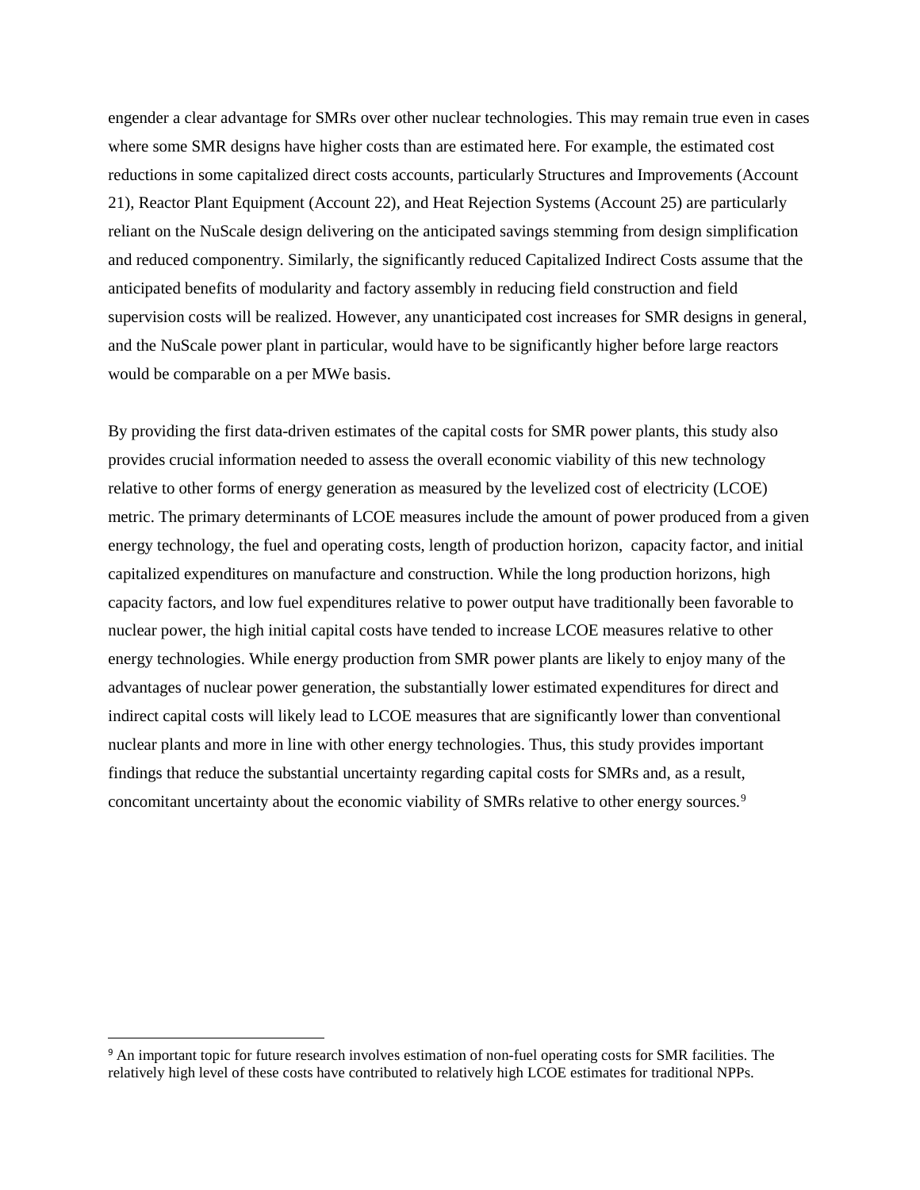engender a clear advantage for SMRs over other nuclear technologies. This may remain true even in cases where some SMR designs have higher costs than are estimated here. For example, the estimated cost reductions in some capitalized direct costs accounts, particularly Structures and Improvements (Account 21), Reactor Plant Equipment (Account 22), and Heat Rejection Systems (Account 25) are particularly reliant on the NuScale design delivering on the anticipated savings stemming from design simplification and reduced componentry. Similarly, the significantly reduced Capitalized Indirect Costs assume that the anticipated benefits of modularity and factory assembly in reducing field construction and field supervision costs will be realized. However, any unanticipated cost increases for SMR designs in general, and the NuScale power plant in particular, would have to be significantly higher before large reactors would be comparable on a per MWe basis.

By providing the first data-driven estimates of the capital costs for SMR power plants, this study also provides crucial information needed to assess the overall economic viability of this new technology relative to other forms of energy generation as measured by the levelized cost of electricity (LCOE) metric. The primary determinants of LCOE measures include the amount of power produced from a given energy technology, the fuel and operating costs, length of production horizon, capacity factor, and initial capitalized expenditures on manufacture and construction. While the long production horizons, high capacity factors, and low fuel expenditures relative to power output have traditionally been favorable to nuclear power, the high initial capital costs have tended to increase LCOE measures relative to other energy technologies. While energy production from SMR power plants are likely to enjoy many of the advantages of nuclear power generation, the substantially lower estimated expenditures for direct and indirect capital costs will likely lead to LCOE measures that are significantly lower than conventional nuclear plants and more in line with other energy technologies. Thus, this study provides important findings that reduce the substantial uncertainty regarding capital costs for SMRs and, as a result, concomitant uncertainty about the economic viability of SMRs relative to other energy sources.[9]

[9] An important topic for future research involves estimation of non-fuel operating costs for SMR facilities. The relatively high level of these costs have contributed to relatively high LCOE estimates for traditional NPPs.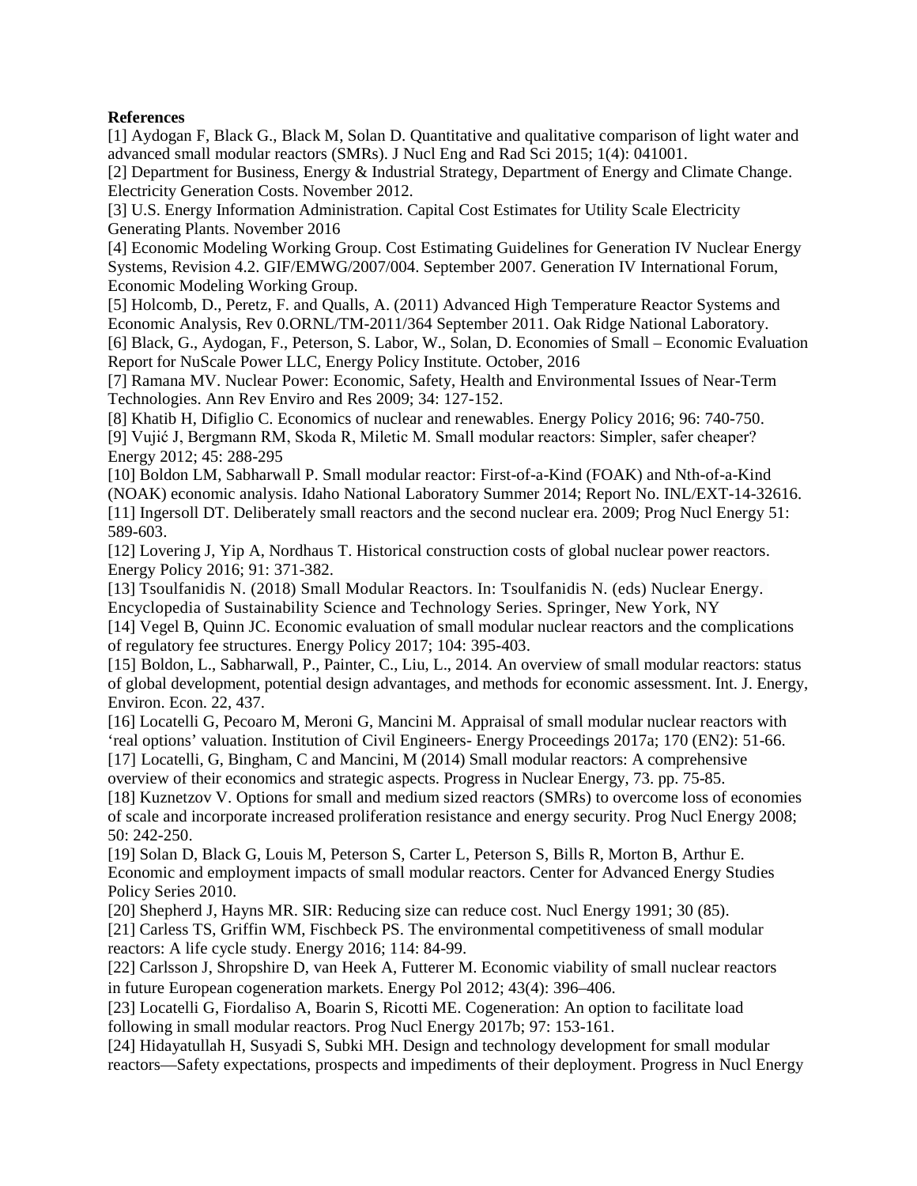**References**

[1] Aydogan F, Black G., Black M, Solan D. Quantitative and qualitative comparison of light water and advanced small modular reactors (SMRs). J Nucl Eng and Rad Sci 2015; 1(4): 041001.

[2] Department for Business, Energy & Industrial Strategy, Department of Energy and Climate Change. Electricity Generation Costs. November 2012.

[3] U.S. Energy Information Administration. Capital Cost Estimates for Utility Scale Electricity Generating Plants. November 2016

[4] Economic Modeling Working Group. Cost Estimating Guidelines for Generation IV Nuclear Energy Systems, Revision 4.2. GIF/EMWG/2007/004. September 2007. Generation IV International Forum, Economic Modeling Working Group.

[5] Holcomb, D., Peretz, F. and Qualls, A. (2011) Advanced High Temperature Reactor Systems and Economic Analysis, Rev 0.ORNL/TM-2011/364 September 2011. Oak Ridge National Laboratory.

[6] Black, G., Aydogan, F., Peterson, S. Labor, W., Solan, D. Economies of Small – Economic Evaluation Report for NuScale Power LLC, Energy Policy Institute. October, 2016

[7] Ramana MV. Nuclear Power: Economic, Safety, Health and Environmental Issues of Near-Term Technologies. Ann Rev Enviro and Res 2009; 34: 127-152.

[8] Khatib H, Difiglio C. Economics of nuclear and renewables. Energy Policy 2016; 96: 740-750.

[9] Vujić J, Bergmann RM, Skoda R, Miletic M. Small modular reactors: Simpler, safer cheaper? Energy 2012; 45: 288-295

[10] Boldon LM, Sabharwall P. Small modular reactor: First-of-a-Kind (FOAK) and Nth-of-a-Kind (NOAK) economic analysis. Idaho National Laboratory Summer 2014; Report No. INL/EXT-14-32616.

[11] Ingersoll DT. Deliberately small reactors and the second nuclear era. 2009; Prog Nucl Energy 51: 589-603.

[12] Lovering J, Yip A, Nordhaus T. Historical construction costs of global nuclear power reactors. Energy Policy 2016; 91: 371-382.

[13] Tsoulfanidis N. (2018) Small Modular Reactors. In: Tsoulfanidis N. (eds) Nuclear Energy. Encyclopedia of Sustainability Science and Technology Series. Springer, New York, NY

[14] Vegel B, Quinn JC. Economic evaluation of small modular nuclear reactors and the complications of regulatory fee structures. Energy Policy 2017; 104: 395-403.

[15] Boldon, L., Sabharwall, P., Painter, C., Liu, L., 2014. An overview of small modular reactors: status of global development, potential design advantages, and methods for economic assessment. Int. J. Energy, Environ. Econ. 22, 437.

[16] Locatelli G, Pecoaro M, Meroni G, Mancini M. Appraisal of small modular nuclear reactors with 'real options' valuation. Institution of Civil Engineers- Energy Proceedings 2017a; 170 (EN2): 51-66.

[17] Locatelli, G, Bingham, C and Mancini, M (2014) Small modular reactors: A comprehensive overview of their economics and strategic aspects. Progress in Nuclear Energy, 73. pp. 75-85.

[18] Kuznetzov V. Options for small and medium sized reactors (SMRs) to overcome loss of economies of scale and incorporate increased proliferation resistance and energy security. Prog Nucl Energy 2008; 50: 242-250.

[19] Solan D, Black G, Louis M, Peterson S, Carter L, Peterson S, Bills R, Morton B, Arthur E. Economic and employment impacts of small modular reactors. Center for Advanced Energy Studies Policy Series 2010.

[20] Shepherd J, Hayns MR. SIR: Reducing size can reduce cost. Nucl Energy 1991; 30 (85).

[21] Carless TS, Griffin WM, Fischbeck PS. The environmental competitiveness of small modular reactors: A life cycle study. Energy 2016; 114: 84-99.

[22] Carlsson J, Shropshire D, van Heek A, Futterer M. Economic viability of small nuclear reactors in future European cogeneration markets. Energy Pol 2012; 43(4): 396–406.

[23] Locatelli G, Fiordaliso A, Boarin S, Ricotti ME. Cogeneration: An option to facilitate load following in small modular reactors. Prog Nucl Energy 2017b; 97: 153-161.

[24] Hidayatullah H, Susyadi S, Subki MH. Design and technology development for small modular reactors—Safety expectations, prospects and impediments of their deployment. Progress in Nucl Energy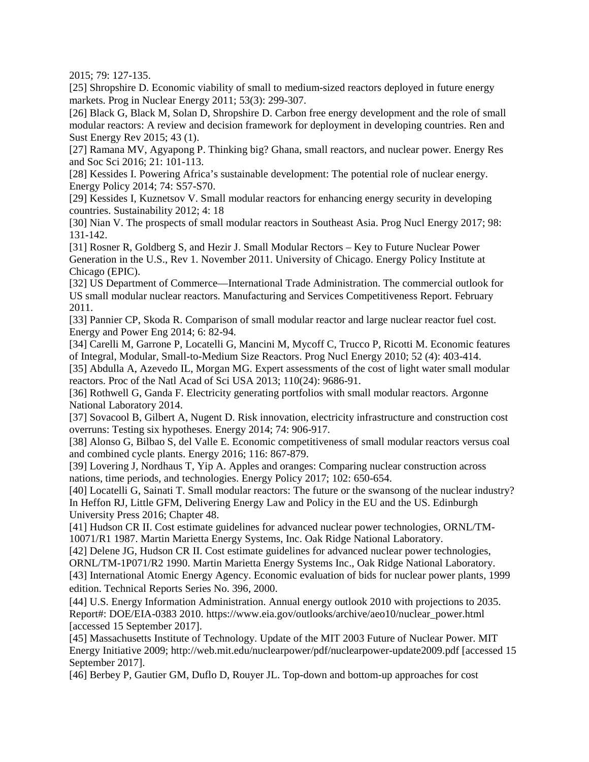2015; 79: 127-135.

[25] Shropshire D. Economic viability of small to medium-sized reactors deployed in future energy markets. Prog in Nuclear Energy 2011; 53(3): 299-307.

[26] Black G, Black M, Solan D, Shropshire D. Carbon free energy development and the role of small modular reactors: A review and decision framework for deployment in developing countries. Ren and Sust Energy Rev 2015; 43 (1).

[27] Ramana MV, Agyapong P. Thinking big? Ghana, small reactors, and nuclear power. Energy Res and Soc Sci 2016; 21: 101-113.

[28] Kessides I. Powering Africa's sustainable development: The potential role of nuclear energy. Energy Policy 2014; 74: S57-S70.

[29] Kessides I, Kuznetsov V. Small modular reactors for enhancing energy security in developing countries. Sustainability 2012; 4: 18

[30] Nian V. The prospects of small modular reactors in Southeast Asia. Prog Nucl Energy 2017; 98: 131-142.

[31] Rosner R, Goldberg S, and Hezir J. Small Modular Rectors – Key to Future Nuclear Power Generation in the U.S., Rev 1. November 2011. University of Chicago. Energy Policy Institute at Chicago (EPIC).

[32] US Department of Commerce—International Trade Administration. The commercial outlook for US small modular nuclear reactors. Manufacturing and Services Competitiveness Report. February 2011.

[33] Pannier CP, Skoda R. Comparison of small modular reactor and large nuclear reactor fuel cost. Energy and Power Eng 2014; 6: 82-94.

[34] Carelli M, Garrone P, Locatelli G, Mancini M, Mycoff C, Trucco P, Ricotti M. Economic features of Integral, Modular, Small-to-Medium Size Reactors. Prog Nucl Energy 2010; 52 (4): 403-414.

[35] Abdulla A, Azevedo IL, Morgan MG. Expert assessments of the cost of light water small modular reactors. Proc of the Natl Acad of Sci USA 2013; 110(24): 9686-91.

[36] Rothwell G, Ganda F. Electricity generating portfolios with small modular reactors. Argonne National Laboratory 2014.

[37] Sovacool B, Gilbert A, Nugent D. Risk innovation, electricity infrastructure and construction cost overruns: Testing six hypotheses. Energy 2014; 74: 906-917.

[38] Alonso G, Bilbao S, del Valle E. Economic competitiveness of small modular reactors versus coal and combined cycle plants. Energy 2016; 116: 867-879.

[39] Lovering J, Nordhaus T, Yip A. Apples and oranges: Comparing nuclear construction across nations, time periods, and technologies. Energy Policy 2017; 102: 650-654.

[40] Locatelli G, Sainati T. Small modular reactors: The future or the swansong of the nuclear industry? In Heffon RJ, Little GFM, Delivering Energy Law and Policy in the EU and the US. Edinburgh University Press 2016; Chapter 48.

[41] Hudson CR II. Cost estimate guidelines for advanced nuclear power technologies, ORNL/TM-10071/R1 1987. Martin Marietta Energy Systems, Inc. Oak Ridge National Laboratory.

[42] Delene JG, Hudson CR II. Cost estimate guidelines for advanced nuclear power technologies, ORNL/TM-1P071/R2 1990. Martin Marietta Energy Systems Inc., Oak Ridge National Laboratory.

[43] International Atomic Energy Agency. Economic evaluation of bids for nuclear power plants, 1999 edition. Technical Reports Series No. 396, 2000.

[44] U.S. Energy Information Administration. Annual energy outlook 2010 with projections to 2035. Report#: DOE/EIA-0383 2010. https://www.eia.gov/outlooks/archive/aeo10/nuclear_power.html [accessed 15 September 2017].

[45] Massachusetts Institute of Technology. Update of the MIT 2003 Future of Nuclear Power. MIT Energy Initiative 2009; http://web.mit.edu/nuclearpower/pdf/nuclearpower-update2009.pdf [accessed 15 September 2017].

[46] Berbey P, Gautier GM, Duflo D, Rouyer JL. Top-down and bottom-up approaches for cost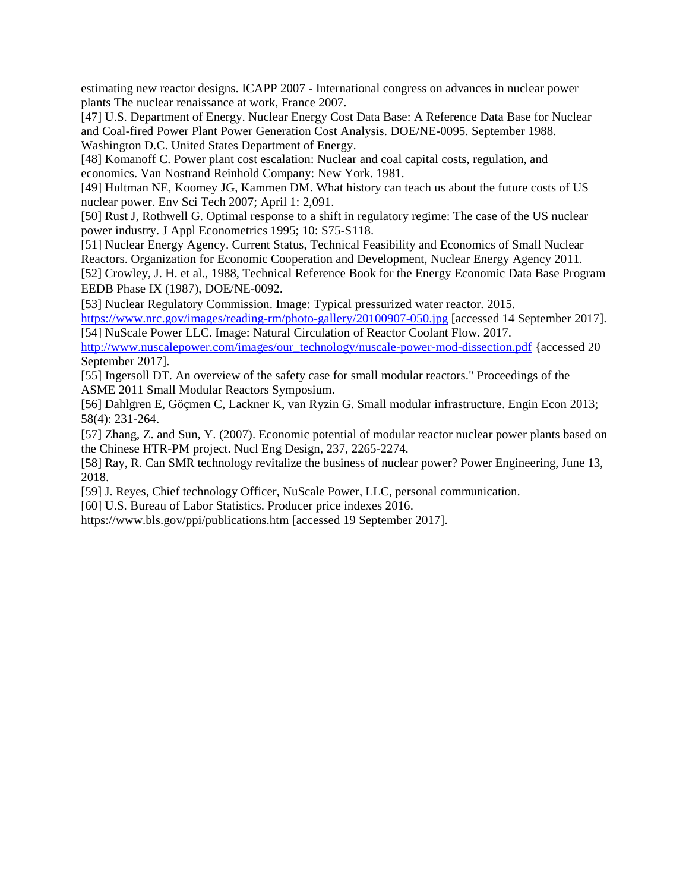estimating new reactor designs. ICAPP 2007 - International congress on advances in nuclear power plants The nuclear renaissance at work, France 2007.

[47] U.S. Department of Energy. Nuclear Energy Cost Data Base: A Reference Data Base for Nuclear and Coal-fired Power Plant Power Generation Cost Analysis. DOE/NE-0095. September 1988. Washington D.C. United States Department of Energy.

[48] Komanoff C. Power plant cost escalation: Nuclear and coal capital costs, regulation, and economics. Van Nostrand Reinhold Company: New York. 1981.

[49] Hultman NE, Koomey JG, Kammen DM. What history can teach us about the future costs of US nuclear power. Env Sci Tech 2007; April 1: 2,091.

[50] Rust J, Rothwell G. Optimal response to a shift in regulatory regime: The case of the US nuclear power industry. J Appl Econometrics 1995; 10: S75-S118.

[51] Nuclear Energy Agency. Current Status, Technical Feasibility and Economics of Small Nuclear Reactors. Organization for Economic Cooperation and Development, Nuclear Energy Agency 2011.

[52] Crowley, J. H. et al., 1988, Technical Reference Book for the Energy Economic Data Base Program EEDB Phase IX (1987), DOE/NE-0092.

[53] Nuclear Regulatory Commission. Image: Typical pressurized water reactor. 2015. https://www.nrc.gov/images/reading-rm/photo-gallery/20100907-050.jpg [accessed 14 September 2017].

[54] NuScale Power LLC. Image: Natural Circulation of Reactor Coolant Flow. 2017. http://www.nuscalepower.com/images/our_technology/nuscale-power-mod-dissection.pdf {accessed 20 September 2017].

[55] Ingersoll DT. An overview of the safety case for small modular reactors." Proceedings of the ASME 2011 Small Modular Reactors Symposium.

[56] Dahlgren E, Göçmen C, Lackner K, van Ryzin G. Small modular infrastructure. Engin Econ 2013; 58(4): 231-264.

[57] Zhang, Z. and Sun, Y. (2007). Economic potential of modular reactor nuclear power plants based on the Chinese HTR-PM project. Nucl Eng Design, 237, 2265-2274.

[58] Ray, R. Can SMR technology revitalize the business of nuclear power? Power Engineering, June 13, 2018.

[59] J. Reyes, Chief technology Officer, NuScale Power, LLC, personal communication.

[60] U.S. Bureau of Labor Statistics. Producer price indexes 2016. https://www.bls.gov/ppi/publications.htm [accessed 19 September 2017].